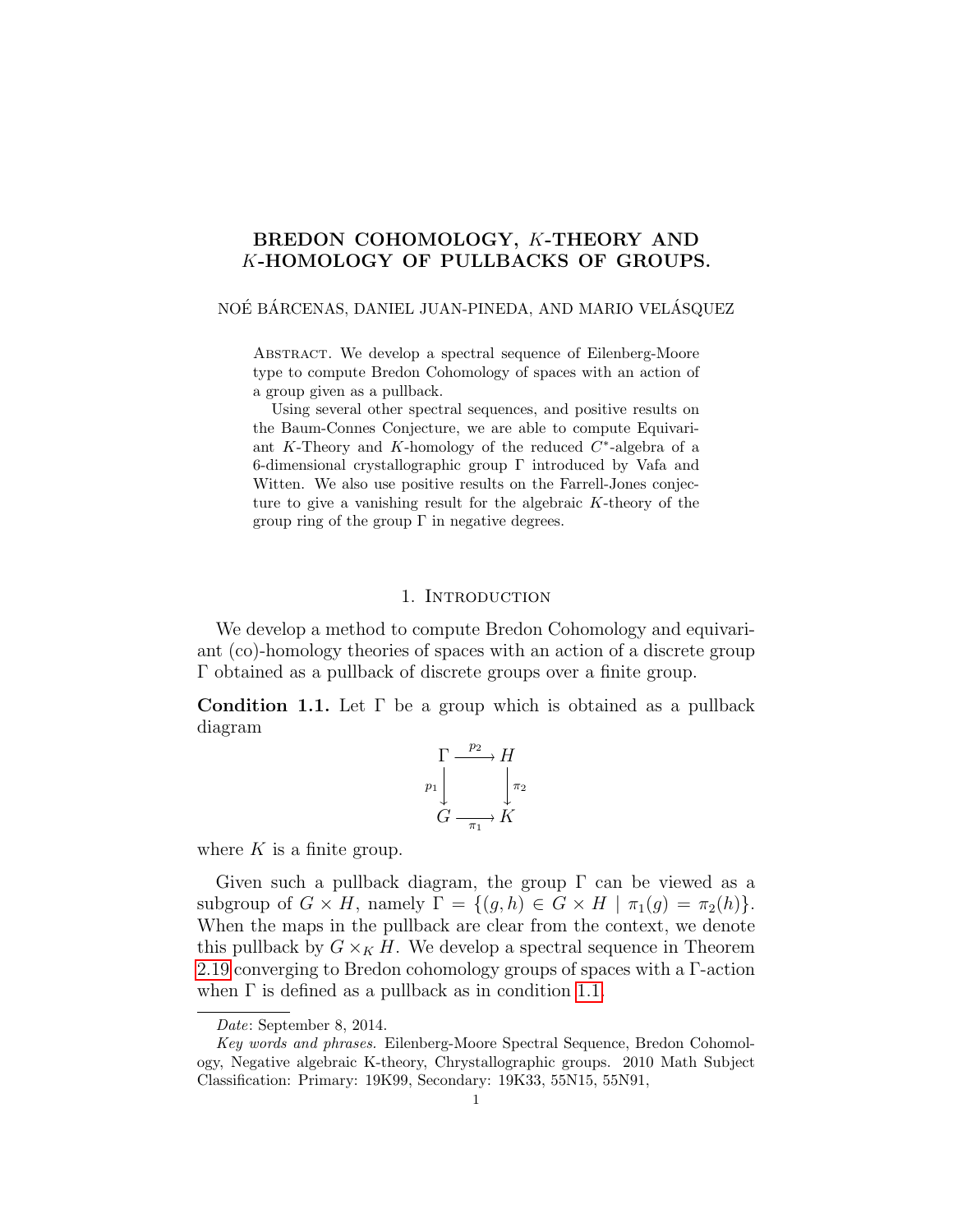# BREDON COHOMOLOGY, $K$-THEORY AND $K$-HOMOLOGY OF PULLBACKS OF GROUPS.

NOÉ BÁRCENAS, DANIEL JUAN-PINEDA, AND MARIO VELÁSQUEZ

Abstract. We develop a spectral sequence of Eilenberg-Moore type to compute Bredon Cohomology of spaces with an action of a group given as a pullback.

Using several other spectral sequences, and positive results on the Baum-Connes Conjecture, we are able to compute Equivariant $K$-Theory and $K$-homology of the reduced $C^*$-algebra of a 6-dimensional crystallographic group $\Gamma$ introduced by Vafa and Witten. We also use positive results on the Farrell-Jones conjecture to give a vanishing result for the algebraic $K$-theory of the group ring of the group $\Gamma$ in negative degrees.

## 1. Introduction

We develop a method to compute Bredon Cohomology and equivariant (co)-homology theories of spaces with an action of a discrete group $\Gamma$ obtained as a pullback of discrete groups over a finite group.

**Condition 1.1.** Let $\Gamma$ be a group which is obtained as a pullback diagram

$$\begin{array}{ccc} \Gamma & \xrightarrow{p_2} & H \\ {\scriptstyle p_1}\downarrow & & \downarrow{\scriptstyle \pi_2} \\ G & \xrightarrow[\pi_1]{} & K \end{array}$$

where $K$ is a finite group.

Given such a pullback diagram, the group $\Gamma$ can be viewed as a subgroup of $G \times H$, namely $\Gamma = \{(g,h) \in G \times H \mid \pi_1(g) = \pi_2(h)\}$. When the maps in the pullback are clear from the context, we denote this pullback by $G \times_K H$. We develop a spectral sequence in Theorem 2.19 converging to Bredon cohomology groups of spaces with a $\Gamma$-action when $\Gamma$ is defined as a pullback as in condition 1.1.

*Date*: September 8, 2014.

*Key words and phrases.* Eilenberg-Moore Spectral Sequence, Bredon Cohomology, Negative algebraic K-theory, Chrystallographic groups. 2010 Math Subject Classification: Primary: 19K99, Secondary: 19K33, 55N15, 55N91,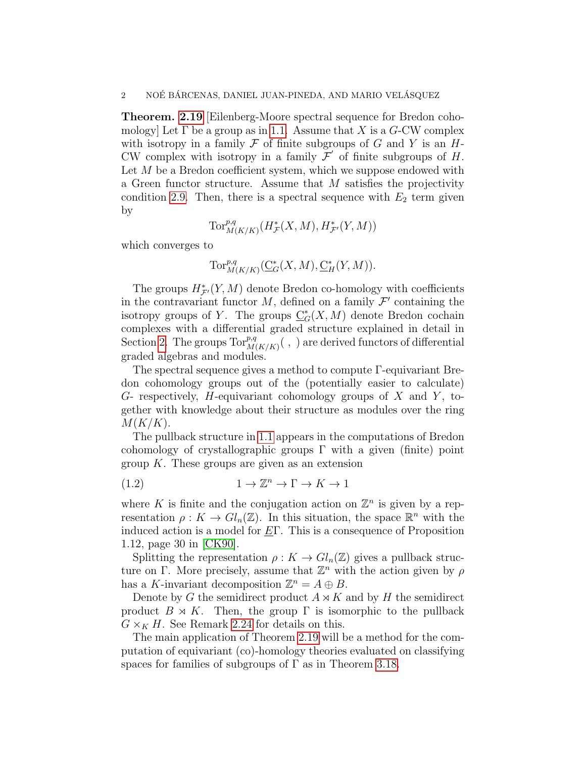**Theorem. 2.19** [Eilenberg-Moore spectral sequence for Bredon cohomology] Let $\Gamma$ be a group as in 1.1. Assume that $X$ is a $G$-CW complex with isotropy in a family $\mathcal{F}$ of finite subgroups of $G$ and $Y$ is an $H$-CW complex with isotropy in a family $\mathcal{F}'$ of finite subgroups of $H$. Let $M$ be a Bredon coefficient system, which we suppose endowed with a Green functor structure. Assume that $M$ satisfies the projectivity condition 2.9. Then, there is a spectral sequence with $E_2$ term given by

$$\mathrm{Tor}^{p,q}_{M(K/K)}(H^*_{\mathcal{F}}(X, M), H^*_{\mathcal{F}'}(Y, M))$$

which converges to

$$\mathrm{Tor}^{p,q}_{M(K/K)}(\underline{\mathrm{C}}^*_G(X, M), \underline{\mathrm{C}}^*_H(Y, M)).$$

The groups $H^*_{\mathcal{F}'}(Y, M)$ denote Bredon co-homology with coefficients in the contravariant functor $M$, defined on a family $\mathcal{F}'$ containing the isotropy groups of $Y$. The groups $\underline{\mathrm{C}}^*_G(X, M)$ denote Bredon cochain complexes with a differential graded structure explained in detail in Section 2. The groups $\mathrm{Tor}^{p,q}_{M(K/K)}(\ ,\ )$ are derived functors of differential graded algebras and modules.

The spectral sequence gives a method to compute $\Gamma$-equivariant Bredon cohomology groups out of the (potentially easier to calculate) $G$- respectively, $H$-equivariant cohomology groups of $X$ and $Y$, together with knowledge about their structure as modules over the ring $M(K/K)$.

The pullback structure in 1.1 appears in the computations of Bredon cohomology of crystallographic groups $\Gamma$ with a given (finite) point group $K$. These groups are given as an extension

$$1 \to \mathbb{Z}^n \to \Gamma \to K \to 1 \tag{1.2}$$

where $K$ is finite and the conjugation action on $\mathbb{Z}^n$ is given by a representation $\rho : K \to Gl_n(\mathbb{Z})$. In this situation, the space $\mathbb{R}^n$ with the induced action is a model for $\underline{E}\Gamma$. This is a consequence of Proposition 1.12, page 30 in [CK90].

Splitting the representation $\rho : K \to Gl_n(\mathbb{Z})$ gives a pullback structure on $\Gamma$. More precisely, assume that $\mathbb{Z}^n$ with the action given by $\rho$ has a $K$-invariant decomposition $\mathbb{Z}^n = A \oplus B$.

Denote by $G$ the semidirect product $A \rtimes K$ and by $H$ the semidirect product $B \rtimes K$. Then, the group $\Gamma$ is isomorphic to the pullback $G \times_K H$. See Remark 2.24 for details on this.

The main application of Theorem 2.19 will be a method for the computation of equivariant (co)-homology theories evaluated on classifying spaces for families of subgroups of $\Gamma$ as in Theorem 3.18.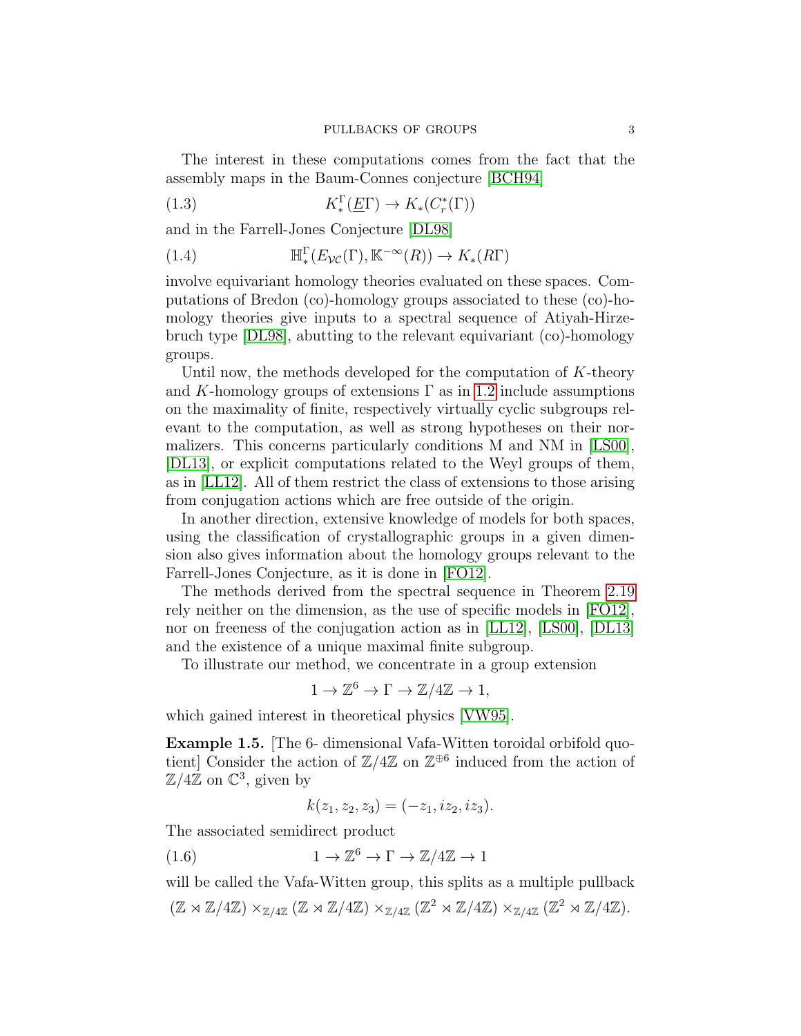The interest in these computations comes from the fact that the assembly maps in the Baum-Connes conjecture [BCH94]

$$K_*^\Gamma(\underline{E}\Gamma) \to K_*(C_r^*(\Gamma)) \tag{1.3}$$

and in the Farrell-Jones Conjecture [DL98]

$$\mathbb{H}_*^\Gamma(E_{\mathcal{VC}}(\Gamma), \mathbb{K}^{-\infty}(R)) \to K_*(R\Gamma) \tag{1.4}$$

involve equivariant homology theories evaluated on these spaces. Computations of Bredon (co)-homology groups associated to these (co)-homology theories give inputs to a spectral sequence of Atiyah-Hirzebruch type [DL98], abutting to the relevant equivariant (co)-homology groups.

Until now, the methods developed for the computation of $K$-theory and $K$-homology groups of extensions $\Gamma$ as in 1.2 include assumptions on the maximality of finite, respectively virtually cyclic subgroups relevant to the computation, as well as strong hypotheses on their normalizers. This concerns particularly conditions M and NM in [LS00], [DL13], or explicit computations related to the Weyl groups of them, as in [LL12]. All of them restrict the class of extensions to those arising from conjugation actions which are free outside of the origin.

In another direction, extensive knowledge of models for both spaces, using the classification of crystallographic groups in a given dimension also gives information about the homology groups relevant to the Farrell-Jones Conjecture, as it is done in [FO12].

The methods derived from the spectral sequence in Theorem 2.19 rely neither on the dimension, as the use of specific models in [FO12], nor on freeness of the conjugation action as in [LL12], [LS00], [DL13] and the existence of a unique maximal finite subgroup.

To illustrate our method, we concentrate in a group extension

$$1 \to \mathbb{Z}^6 \to \Gamma \to \mathbb{Z}/4\mathbb{Z} \to 1,$$

which gained interest in theoretical physics [VW95].

**Example 1.5.** [The 6- dimensional Vafa-Witten toroidal orbifold quotient] Consider the action of $\mathbb{Z}/4\mathbb{Z}$ on $\mathbb{Z}^{\oplus 6}$ induced from the action of $\mathbb{Z}/4\mathbb{Z}$ on $\mathbb{C}^3$, given by

$$k(z_1, z_2, z_3) = (-z_1, iz_2, iz_3).$$

The associated semidirect product

$$1 \to \mathbb{Z}^6 \to \Gamma \to \mathbb{Z}/4\mathbb{Z} \to 1 \tag{1.6}$$

will be called the Vafa-Witten group, this splits as a multiple pullback

$$(\mathbb{Z} \rtimes \mathbb{Z}/4\mathbb{Z}) \times_{\mathbb{Z}/4\mathbb{Z}} (\mathbb{Z} \rtimes \mathbb{Z}/4\mathbb{Z}) \times_{\mathbb{Z}/4\mathbb{Z}} (\mathbb{Z}^2 \rtimes \mathbb{Z}/4\mathbb{Z}) \times_{\mathbb{Z}/4\mathbb{Z}} (\mathbb{Z}^2 \rtimes \mathbb{Z}/4\mathbb{Z}).$$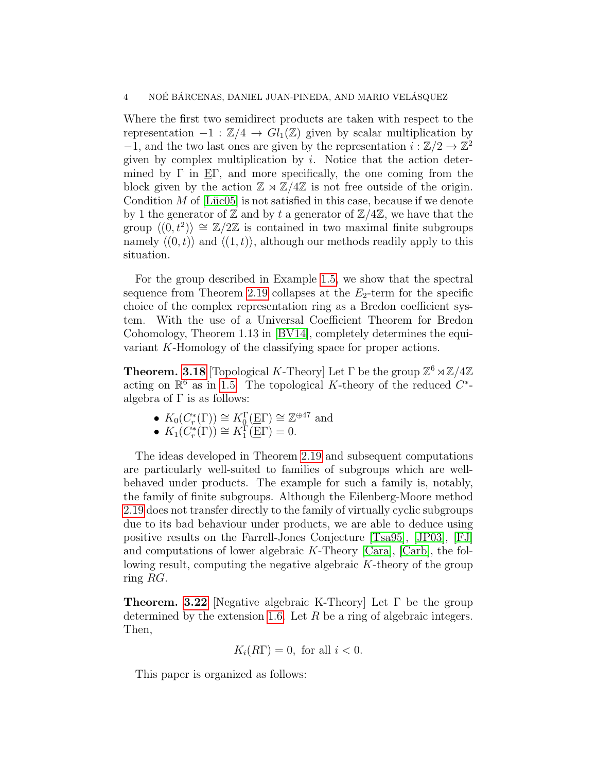Where the first two semidirect products are taken with respect to the representation $-1 : \mathbb{Z}/4 \to Gl_1(\mathbb{Z})$ given by scalar multiplication by $-1$, and the two last ones are given by the representation $i : \mathbb{Z}/2 \to \mathbb{Z}^2$ given by complex multiplication by $i$. Notice that the action determined by $\Gamma$ in $\underline{E}\Gamma$, and more specifically, the one coming from the block given by the action $\mathbb{Z} \rtimes \mathbb{Z}/4\mathbb{Z}$ is not free outside of the origin. Condition $M$ of [Lüc05] is not satisfied in this case, because if we denote by 1 the generator of $\mathbb{Z}$ and by $t$ a generator of $\mathbb{Z}/4\mathbb{Z}$, we have that the group $\langle (0, t^2) \rangle \cong \mathbb{Z}/2\mathbb{Z}$ is contained in two maximal finite subgroups namely $\langle (0, t) \rangle$ and $\langle (1, t) \rangle$, although our methods readily apply to this situation.

For the group described in Example 1.5, we show that the spectral sequence from Theorem 2.19 collapses at the $E_2$-term for the specific choice of the complex representation ring as a Bredon coefficient system. With the use of a Universal Coefficient Theorem for Bredon Cohomology, Theorem 1.13 in [BV14], completely determines the equivariant $K$-Homology of the classifying space for proper actions.

**Theorem. 3.18** [Topological $K$-Theory] Let $\Gamma$ be the group $\mathbb{Z}^6 \rtimes \mathbb{Z}/4\mathbb{Z}$ acting on $\mathbb{R}^6$ as in 1.5. The topological $K$-theory of the reduced $C^*$-algebra of $\Gamma$ is as follows:

- $K_0(C_r^*(\Gamma)) \cong K_0^\Gamma(\underline{E}\Gamma) \cong \mathbb{Z}^{\oplus 47}$ and
- $K_1(C_r^*(\Gamma)) \cong K_1^\Gamma(\underline{E}\Gamma) = 0$.

The ideas developed in Theorem 2.19 and subsequent computations are particularly well-suited to families of subgroups which are well-behaved under products. The example for such a family is, notably, the family of finite subgroups. Although the Eilenberg-Moore method 2.19 does not transfer directly to the family of virtually cyclic subgroups due to its bad behaviour under products, we are able to deduce using positive results on the Farrell-Jones Conjecture [Tsa95], [JP03], [FJ] and computations of lower algebraic $K$-Theory [Cara], [Carb], the following result, computing the negative algebraic $K$-theory of the group ring $RG$.

**Theorem. 3.22** [Negative algebraic K-Theory] Let $\Gamma$ be the group determined by the extension 1.6. Let $R$ be a ring of algebraic integers. Then,

$$K_i(R\Gamma) = 0, \text{ for all } i < 0.$$

This paper is organized as follows: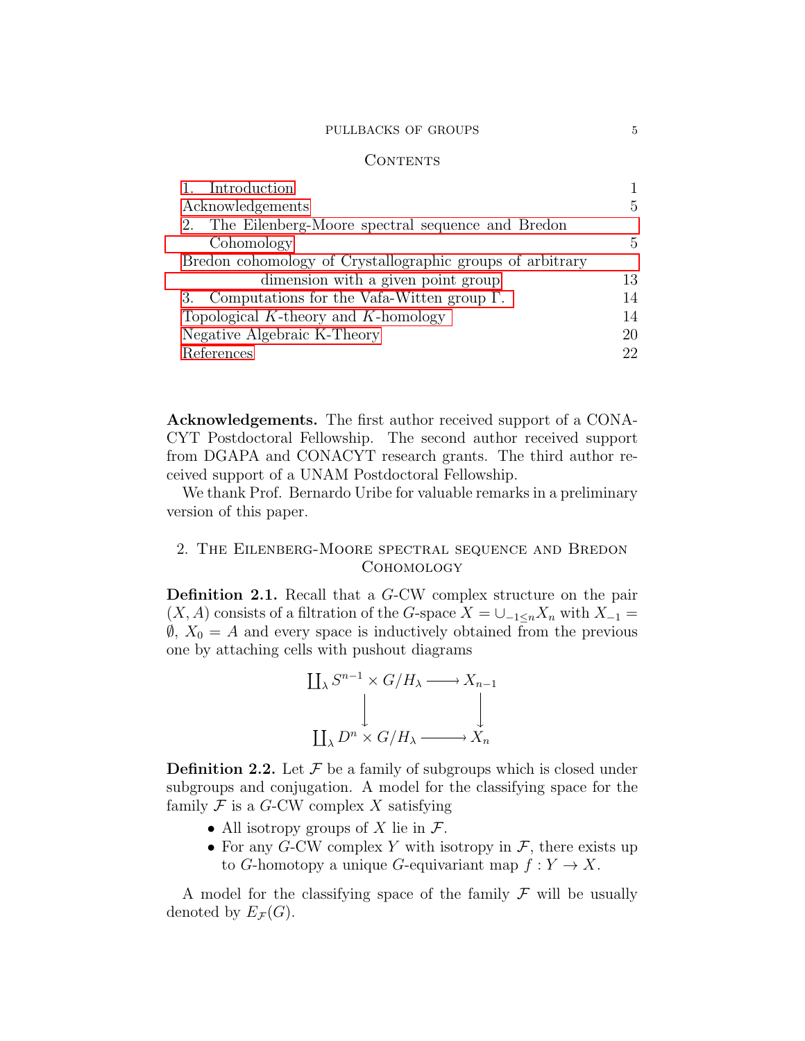## Contents

| | |
|---|---|
| 1. Introduction | 1 |
| Acknowledgements | 5 |
| 2. The Eilenberg-Moore spectral sequence and Bredon Cohomology | 5 |
| Bredon cohomology of Crystallographic groups of arbitrary dimension with a given point group | 13 |
| 3. Computations for the Vafa-Witten group $\Gamma$. | 14 |
| Topological $K$-theory and $K$-homology | 14 |
| Negative Algebraic K-Theory | 20 |
| References | 22 |

**Acknowledgements.** The first author received support of a CONACYT Postdoctoral Fellowship. The second author received support from DGAPA and CONACYT research grants. The third author received support of a UNAM Postdoctoral Fellowship.

We thank Prof. Bernardo Uribe for valuable remarks in a preliminary version of this paper.

## 2. The Eilenberg-Moore spectral sequence and Bredon Cohomology

**Definition 2.1.** Recall that a $G$-CW complex structure on the pair $(X, A)$ consists of a filtration of the $G$-space $X = \cup_{-1\leq n} X_n$ with $X_{-1} = \emptyset$, $X_0 = A$ and every space is inductively obtained from the previous one by attaching cells with pushout diagrams

$$\begin{array}{ccc} \coprod_\lambda S^{n-1} \times G/H_\lambda & \longrightarrow & X_{n-1} \\ \downarrow & & \downarrow \\ \coprod_\lambda D^n \times G/H_\lambda & \longrightarrow & X_n \end{array}$$

**Definition 2.2.** Let $\mathcal{F}$ be a family of subgroups which is closed under subgroups and conjugation. A model for the classifying space for the family $\mathcal{F}$ is a $G$-CW complex $X$ satisfying

- All isotropy groups of $X$ lie in $\mathcal{F}$.
- For any $G$-CW complex $Y$ with isotropy in $\mathcal{F}$, there exists up to $G$-homotopy a unique $G$-equivariant map $f : Y \to X$.

A model for the classifying space of the family $\mathcal{F}$ will be usually denoted by $E_\mathcal{F}(G)$.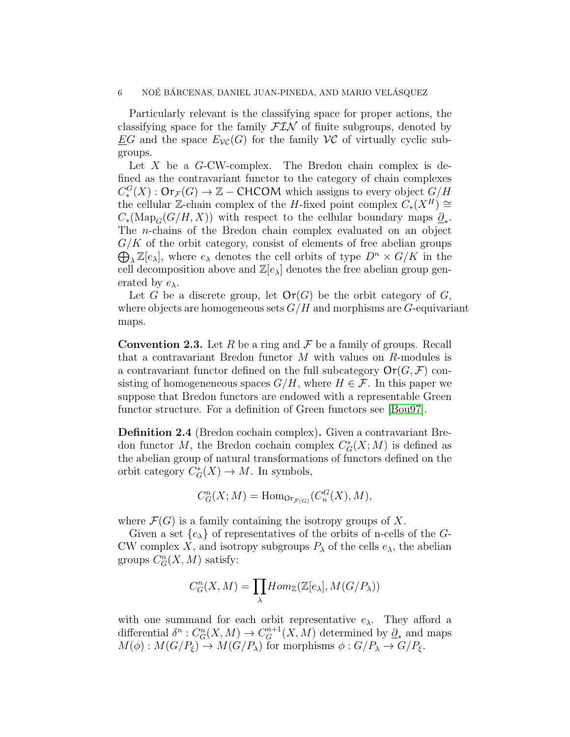Particularly relevant is the classifying space for proper actions, the classifying space for the family $\mathcal{FIN}$ of finite subgroups, denoted by $\underline{E}G$ and the space $E_{\mathcal{VC}}(G)$ for the family $\mathcal{VC}$ of virtually cyclic subgroups.

Let $X$ be a $G$-CW-complex. The Bredon chain complex is defined as the contravariant functor to the category of chain complexes $C_*^G(X) : \mathsf{Or}_{\mathcal{F}}(G) \to \mathbb{Z} - \mathsf{CHCOM}$ which assigns to every object $G/H$ the cellular $\mathbb{Z}$-chain complex of the $H$-fixed point complex $C_*(X^H) \cong C_*(\mathrm{Map}_G(G/H, X))$ with respect to the cellular boundary maps $\underline{\partial}_*$. The $n$-chains of the Bredon chain complex evaluated on an object $G/K$ of the orbit category, consist of elements of free abelian groups $\bigoplus_\lambda \mathbb{Z}[e_\lambda]$, where $e_\lambda$ denotes the cell orbits of type $D^n \times G/K$ in the cell decomposition above and $\mathbb{Z}[e_\lambda]$ denotes the free abelian group generated by $e_\lambda$.

Let $G$ be a discrete group, let $\mathsf{Or}(G)$ be the orbit category of $G$, where objects are homogeneous sets $G/H$ and morphisms are $G$-equivariant maps.

**Convention 2.3.** Let $R$ be a ring and $\mathcal{F}$ be a family of groups. Recall that a contravariant Bredon functor $M$ with values on $R$-modules is a contravariant functor defined on the full subcategory $\mathsf{Or}(G, \mathcal{F})$ consisting of homogeneneous spaces $G/H$, where $H \in \mathcal{F}$. In this paper we suppose that Bredon functors are endowed with a representable Green functor structure. For a definition of Green functors see [Bou97].

**Definition 2.4** (Bredon cochain complex)**.** Given a contravariant Bredon functor $M$, the Bredon cochain complex $C^*_G(X; M)$ is defined as the abelian group of natural transformations of functors defined on the orbit category $C^*_G(X) \to M$. In symbols,

$$C^n_G(X; M) = \mathrm{Hom}_{\mathsf{Or}_{\mathcal{F}(G)}}(C^G_n(X), M),$$

where $\mathcal{F}(G)$ is a family containing the isotropy groups of $X$.

Given a set $\{e_\lambda\}$ of representatives of the orbits of n-cells of the $G$-CW complex $X$, and isotropy subgroups $P_\lambda$ of the cells $e_\lambda$, the abelian groups $C^n_G(X, M)$ satisfy:

$$C^n_G(X, M) = \prod_\lambda Hom_{\mathbb{Z}}(\mathbb{Z}[e_\lambda], M(G/P_\lambda))$$

with one summand for each orbit representative $e_\lambda$. They afford a differential $\delta^n : C^n_G(X, M) \to C^{n+1}_G(X, M)$ determined by $\underline{\partial}_*$ and maps $M(\phi) : M(G/P_\xi) \to M(G/P_\lambda)$ for morphisms $\phi : G/P_\lambda \to G/P_\xi$.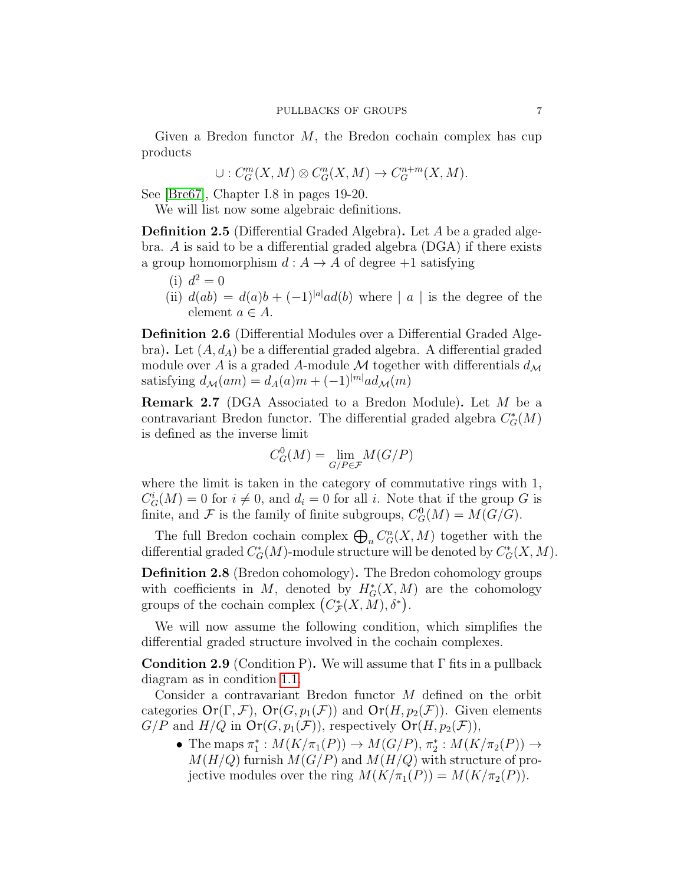Given a Bredon functor $M$, the Bredon cochain complex has cup products

$$\cup : C^m_G(X, M) \otimes C^n_G(X, M) \to C^{n+m}_G(X, M).$$

See [Bre67], Chapter I.8 in pages 19-20.

We will list now some algebraic definitions.

**Definition 2.5** (Differential Graded Algebra)**.** Let $A$ be a graded algebra. $A$ is said to be a differential graded algebra (DGA) if there exists a group homomorphism $d : A \to A$ of degree $+1$ satisfying

(i) $d^2 = 0$

(ii) $d(ab) = d(a)b + (-1)^{|a|}ad(b)$ where $|\ a\ |$ is the degree of the element $a \in A$.

**Definition 2.6** (Differential Modules over a Differential Graded Algebra)**.** Let $(A, d_A)$ be a differential graded algebra. A differential graded module over $A$ is a graded $A$-module $\mathcal{M}$ together with differentials $d_{\mathcal{M}}$ satisfying $d_{\mathcal{M}}(am) = d_A(a)m + (-1)^{|m|}ad_{\mathcal{M}}(m)$

**Remark 2.7** (DGA Associated to a Bredon Module)**.** Let $M$ be a contravariant Bredon functor. The differential graded algebra $C^*_G(M)$ is defined as the inverse limit

$$C^0_G(M) = \lim_{G/P \in \mathcal{F}} M(G/P)$$

where the limit is taken in the category of commutative rings with 1, $C^i_G(M) = 0$ for $i \neq 0$, and $d_i = 0$ for all $i$. Note that if the group $G$ is finite, and $\mathcal{F}$ is the family of finite subgroups, $C^0_G(M) = M(G/G)$.

The full Bredon cochain complex $\bigoplus_n C^n_G(X, M)$ together with the differential graded $C^*_G(M)$-module structure will be denoted by $C^*_G(X, M)$.

**Definition 2.8** (Bredon cohomology)**.** The Bredon cohomology groups with coefficients in $M$, denoted by $H^*_G(X, M)$ are the cohomology groups of the cochain complex $\left(C^*_{\mathcal{F}}(X, M), \delta^*\right)$.

We will now assume the following condition, which simplifies the differential graded structure involved in the cochain complexes.

**Condition 2.9** (Condition P)**.** We will assume that $\Gamma$ fits in a pullback diagram as in condition 1.1.

Consider a contravariant Bredon functor $M$ defined on the orbit categories $\mathsf{Or}(\Gamma, \mathcal{F})$, $\mathsf{Or}(G, p_1(\mathcal{F}))$ and $\mathsf{Or}(H, p_2(\mathcal{F}))$. Given elements $G/P$ and $H/Q$ in $\mathsf{Or}(G, p_1(\mathcal{F}))$, respectively $\mathsf{Or}(H, p_2(\mathcal{F}))$,

- The maps $\pi_1^* : M(K/\pi_1(P)) \to M(G/P)$, $\pi_2^* : M(K/\pi_2(P)) \to M(H/Q)$ furnish $M(G/P)$ and $M(H/Q)$ with structure of projective modules over the ring $M(K/\pi_1(P)) = M(K/\pi_2(P))$.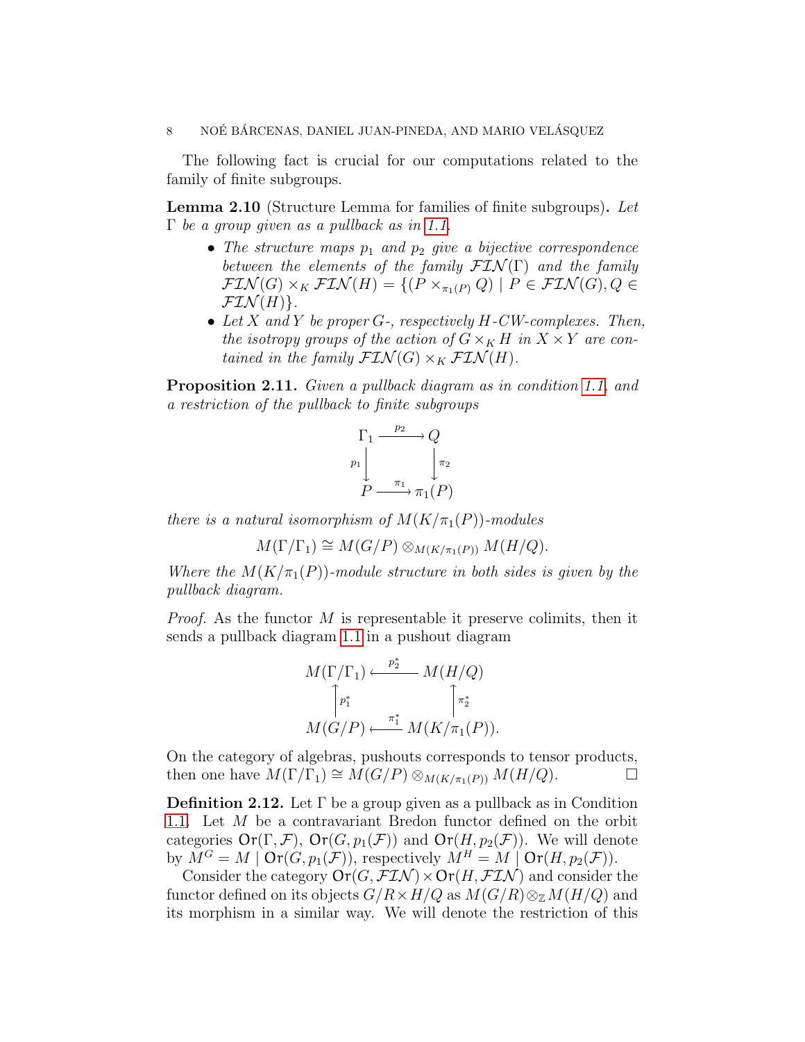The following fact is crucial for our computations related to the family of finite subgroups.

**Lemma 2.10** (Structure Lemma for families of finite subgroups)**.** *Let $\Gamma$ be a group given as a pullback as in 1.1.*

- *The structure maps $p_1$ and $p_2$ give a bijective correspondence between the elements of the family $\mathcal{FIN}(\Gamma)$ and the family $\mathcal{FIN}(G) \times_K \mathcal{FIN}(H) = \{(P \times_{\pi_1(P)} Q) \mid P \in \mathcal{FIN}(G), Q \in \mathcal{FIN}(H)\}$.*
- *Let $X$ and $Y$ be proper $G$-, respectively $H$-CW-complexes. Then, the isotropy groups of the action of $G \times_K H$ in $X \times Y$ are contained in the family $\mathcal{FIN}(G) \times_K \mathcal{FIN}(H)$.*

**Proposition 2.11.** *Given a pullback diagram as in condition 1.1, and a restriction of the pullback to finite subgroups*

$$\begin{array}{ccc} \Gamma_1 & \xrightarrow{p_2} & Q \\ {\scriptstyle p_1}\downarrow & & \downarrow{\scriptstyle \pi_2} \\ P & \xrightarrow{\pi_1} & \pi_1(P) \end{array}$$

*there is a natural isomorphism of $M(K/\pi_1(P))$-modules*

$$M(\Gamma/\Gamma_1) \cong M(G/P) \otimes_{M(K/\pi_1(P))} M(H/Q).$$

*Where the $M(K/\pi_1(P))$-module structure in both sides is given by the pullback diagram.*

*Proof.* As the functor $M$ is representable it preserve colimits, then it sends a pullback diagram 1.1 in a pushout diagram

$$\begin{array}{ccc} M(\Gamma/\Gamma_1) & \xleftarrow{p_2^*} & M(H/Q) \\ {\scriptstyle p_1^*}\uparrow & & \uparrow{\scriptstyle \pi_2^*} \\ M(G/P) & \xleftarrow{\pi_1^*} & M(K/\pi_1(P)). \end{array}$$

On the category of algebras, pushouts corresponds to tensor products, then one have $M(\Gamma/\Gamma_1) \cong M(G/P) \otimes_{M(K/\pi_1(P))} M(H/Q)$. $\square$

**Definition 2.12.** Let $\Gamma$ be a group given as a pullback as in Condition 1.1. Let $M$ be a contravariant Bredon functor defined on the orbit categories $\mathsf{Or}(\Gamma, \mathcal{F})$, $\mathsf{Or}(G, p_1(\mathcal{F}))$ and $\mathsf{Or}(H, p_2(\mathcal{F}))$. We will denote by $M^G = M \mid \mathsf{Or}(G, p_1(\mathcal{F}))$, respectively $M^H = M \mid \mathsf{Or}(H, p_2(\mathcal{F}))$.

Consider the category $\mathsf{Or}(G, \mathcal{FIN}) \times \mathsf{Or}(H, \mathcal{FIN})$ and consider the functor defined on its objects $G/R \times H/Q$ as $M(G/R) \otimes_{\mathbb{Z}} M(H/Q)$ and its morphism in a similar way. We will denote the restriction of this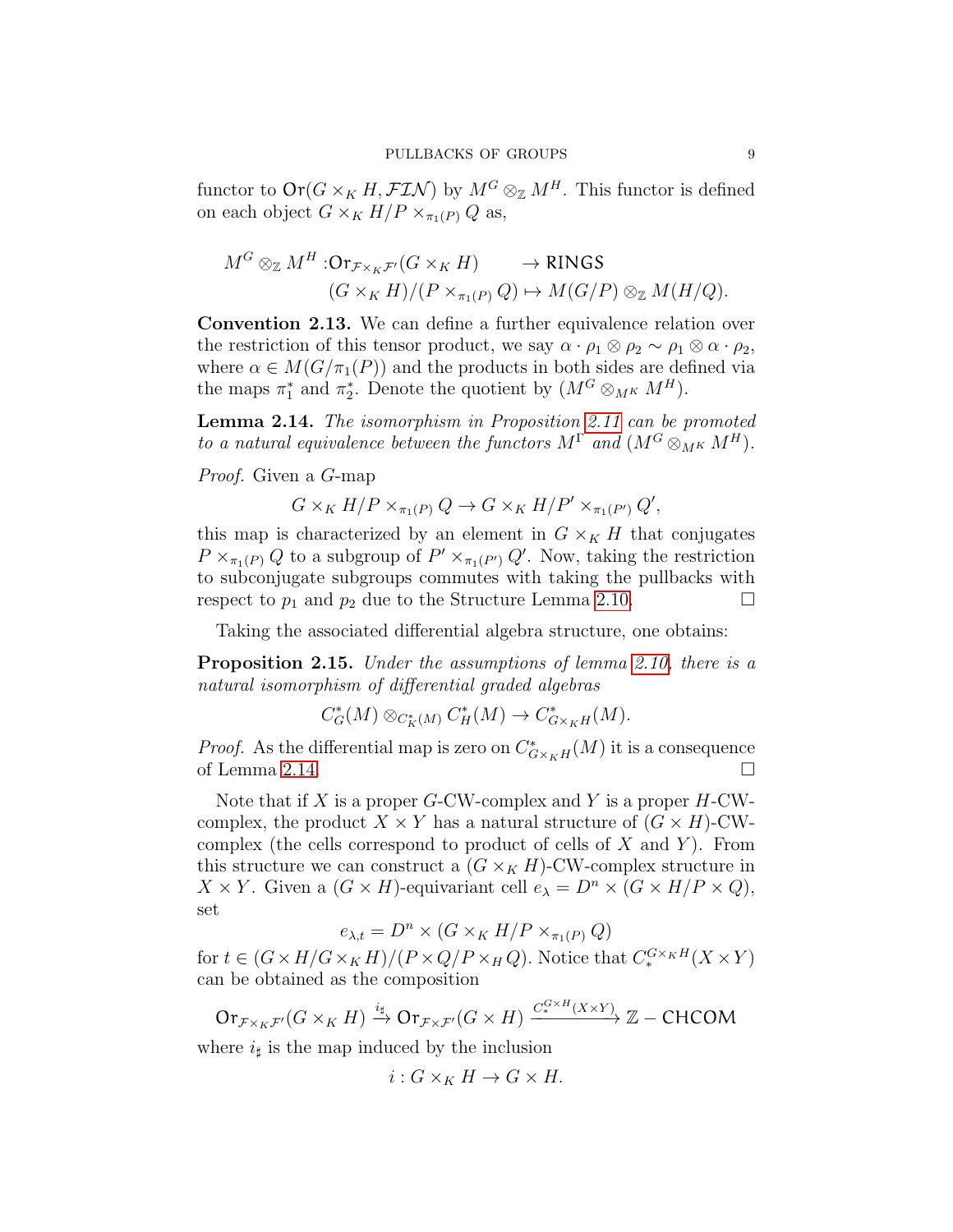functor to $\mathsf{Or}(G \times_K H, \mathcal{FIN})$ by $M^G \otimes_{\mathbb{Z}} M^H$. This functor is defined on each object $G \times_K H/P \times_{\pi_1(P)} Q$ as,

$$
\begin{aligned}
M^G \otimes_{\mathbb{Z}} M^H : &\mathsf{Or}_{\mathcal{F} \times_K \mathcal{F}'}(G \times_K H) \qquad \to \mathsf{RINGS} \\
&(G \times_K H)/(P \times_{\pi_1(P)} Q) \mapsto M(G/P) \otimes_{\mathbb{Z}} M(H/Q).
\end{aligned}
$$

**Convention 2.13.** We can define a further equivalence relation over the restriction of this tensor product, we say $\alpha \cdot \rho_1 \otimes \rho_2 \sim \rho_1 \otimes \alpha \cdot \rho_2$, where $\alpha \in M(G/\pi_1(P))$ and the products in both sides are defined via the maps $\pi_1^*$ and $\pi_2^*$. Denote the quotient by $(M^G \otimes_{M^K} M^H)$.

**Lemma 2.14.** *The isomorphism in Proposition 2.11 can be promoted to a natural equivalence between the functors $M^\Gamma$ and $(M^G \otimes_{M^K} M^H)$.*

*Proof.* Given a $G$-map

$$G \times_K H/P \times_{\pi_1(P)} Q \to G \times_K H/P' \times_{\pi_1(P')} Q',$$

this map is characterized by an element in $G \times_K H$ that conjugates $P \times_{\pi_1(P)} Q$ to a subgroup of $P' \times_{\pi_1(P')} Q'$. Now, taking the restriction to subconjugate subgroups commutes with taking the pullbacks with respect to $p_1$ and $p_2$ due to the Structure Lemma 2.10. □

Taking the associated differential algebra structure, one obtains:

**Proposition 2.15.** *Under the assumptions of lemma 2.10, there is a natural isomorphism of differential graded algebras*

$$C^*_G(M) \otimes_{C^*_K(M)} C^*_H(M) \to C^*_{G \times_K H}(M).$$

*Proof.* As the differential map is zero on $C^*_{G \times_K H}(M)$ it is a consequence of Lemma 2.14. □

Note that if $X$ is a proper $G$-CW-complex and $Y$ is a proper $H$-CW-complex, the product $X \times Y$ has a natural structure of $(G \times H)$-CW-complex (the cells correspond to product of cells of $X$ and $Y$). From this structure we can construct a $(G \times_K H)$-CW-complex structure in $X \times Y$. Given a $(G \times H)$-equivariant cell $e_\lambda = D^n \times (G \times H/P \times Q)$, set

$$e_{\lambda,t} = D^n \times (G \times_K H/P \times_{\pi_1(P)} Q)$$

for $t \in (G \times H/G \times_K H)/(P \times Q/P \times_H Q)$. Notice that $C_*^{G \times_K H}(X \times Y)$ can be obtained as the composition

$$\mathsf{Or}_{\mathcal{F} \times_K \mathcal{F}'}(G \times_K H) \xrightarrow{i_\sharp} \mathsf{Or}_{\mathcal{F} \times \mathcal{F}'}(G \times H) \xrightarrow{C_*^{G \times H}(X \times Y)} \mathbb{Z} - \mathsf{CHCOM}$$

where $i_\sharp$ is the map induced by the inclusion

$$i : G \times_K H \to G \times H.$$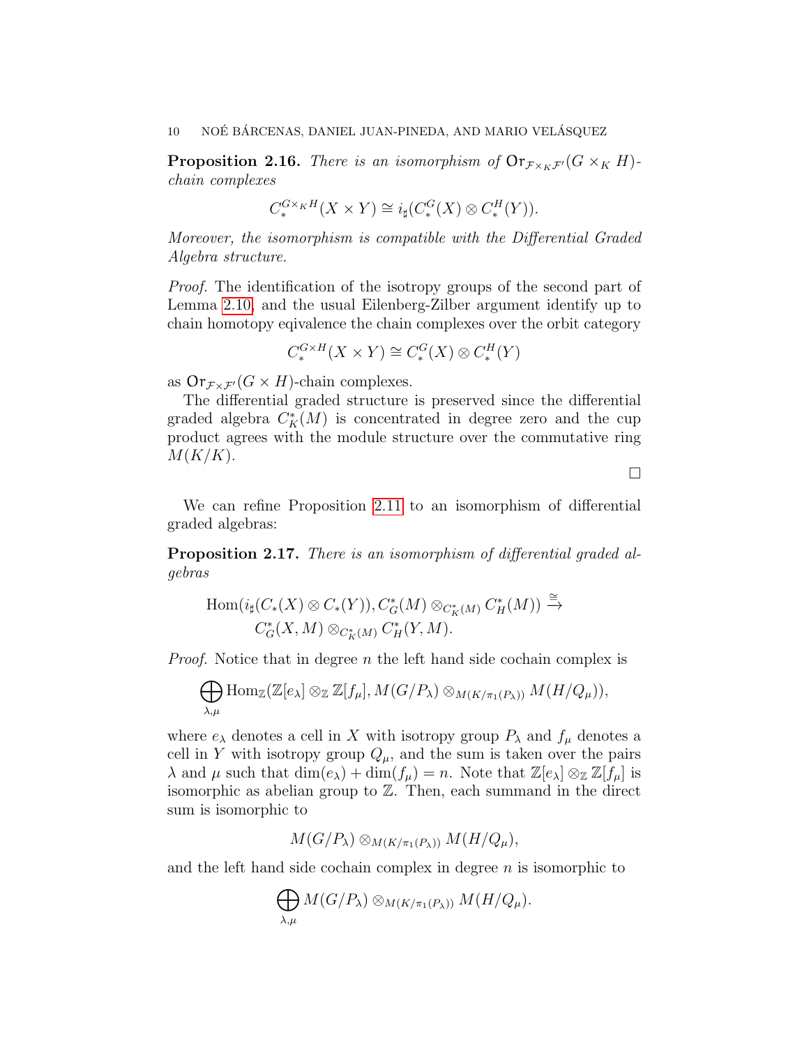**Proposition 2.16.** *There is an isomorphism of $\mathsf{Or}_{\mathcal{F}\times_K\mathcal{F}'}(G\times_K H)$-chain complexes*

$$C_*^{G\times_K H}(X\times Y)\cong i_\sharp(C_*^G(X)\otimes C_*^H(Y)).$$

*Moreover, the isomorphism is compatible with the Differential Graded Algebra structure.*

*Proof.* The identification of the isotropy groups of the second part of Lemma 2.10, and the usual Eilenberg-Zilber argument identify up to chain homotopy eqivalence the chain complexes over the orbit category

$$C_*^{G\times H}(X\times Y)\cong C_*^G(X)\otimes C_*^H(Y)$$

as $\mathsf{Or}_{\mathcal{F}\times\mathcal{F}'}(G\times H)$-chain complexes.

The differential graded structure is preserved since the differential graded algebra $C_K^*(M)$ is concentrated in degree zero and the cup product agrees with the module structure over the commutative ring $M(K/K)$.

□

We can refine Proposition 2.11 to an isomorphism of differential graded algebras:

**Proposition 2.17.** *There is an isomorphism of differential graded algebras*

$$\begin{aligned}\operatorname{Hom}(i_\sharp(C_*(X)\otimes C_*(Y)), C_G^*(M)\otimes_{C_K^*(M)}C_H^*(M))\xrightarrow{\cong}\\ C_G^*(X,M)\otimes_{C_K^*(M)}C_H^*(Y,M).\end{aligned}$$

*Proof.* Notice that in degree $n$ the left hand side cochain complex is

$$\bigoplus_{\lambda,\mu}\operatorname{Hom}_{\mathbb{Z}}(\mathbb{Z}[e_\lambda]\otimes_{\mathbb{Z}}\mathbb{Z}[f_\mu], M(G/P_\lambda)\otimes_{M(K/\pi_1(P_\lambda))}M(H/Q_\mu)),$$

where $e_\lambda$ denotes a cell in $X$ with isotropy group $P_\lambda$ and $f_\mu$ denotes a cell in $Y$ with isotropy group $Q_\mu$, and the sum is taken over the pairs $\lambda$ and $\mu$ such that $\dim(e_\lambda)+\dim(f_\mu)=n$. Note that $\mathbb{Z}[e_\lambda]\otimes_{\mathbb{Z}}\mathbb{Z}[f_\mu]$ is isomorphic as abelian group to $\mathbb{Z}$. Then, each summand in the direct sum is isomorphic to

$$M(G/P_\lambda)\otimes_{M(K/\pi_1(P_\lambda))}M(H/Q_\mu),$$

and the left hand side cochain complex in degree $n$ is isomorphic to

$$\bigoplus_{\lambda,\mu}M(G/P_\lambda)\otimes_{M(K/\pi_1(P_\lambda))}M(H/Q_\mu).$$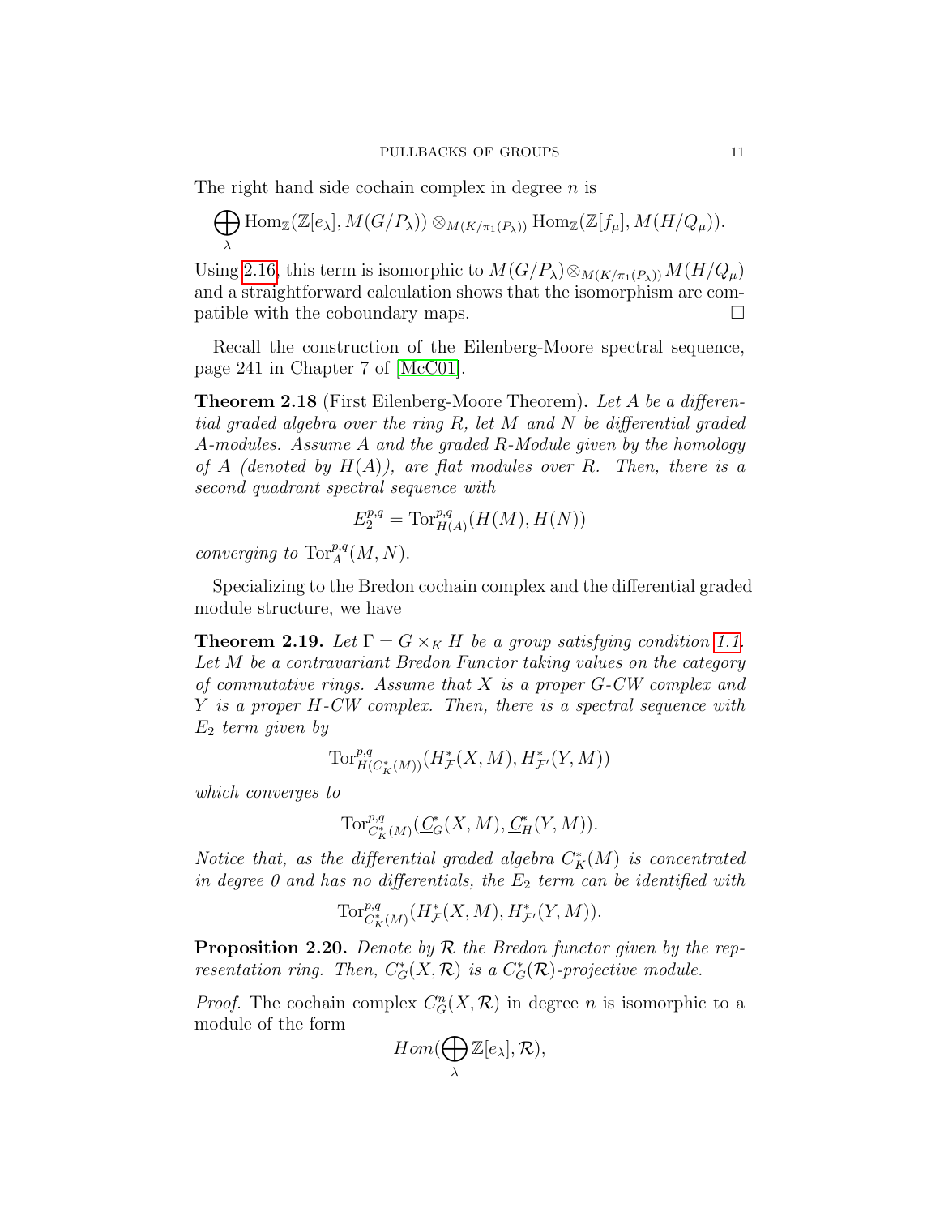The right hand side cochain complex in degree $n$ is

$$\bigoplus_{\lambda} \operatorname{Hom}_{\mathbb{Z}}(\mathbb{Z}[e_\lambda], M(G/P_\lambda)) \otimes_{M(K/\pi_1(P_\lambda))} \operatorname{Hom}_{\mathbb{Z}}(\mathbb{Z}[f_\mu], M(H/Q_\mu)).$$

Using 2.16, this term is isomorphic to $M(G/P_\lambda) \otimes_{M(K/\pi_1(P_\lambda))} M(H/Q_\mu)$ and a straightforward calculation shows that the isomorphism are compatible with the coboundary maps. □

Recall the construction of the Eilenberg-Moore spectral sequence, page 241 in Chapter 7 of [McC01].

**Theorem 2.18** (First Eilenberg-Moore Theorem)**.** *Let $A$ be a differential graded algebra over the ring $R$, let $M$ and $N$ be differential graded $A$-modules. Assume $A$ and the graded $R$-Module given by the homology of $A$ (denoted by $H(A)$), are flat modules over $R$. Then, there is a second quadrant spectral sequence with*

$$E_2^{p,q} = \operatorname{Tor}^{p,q}_{H(A)}(H(M), H(N))$$

*converging to $\operatorname{Tor}^{p,q}_A(M, N)$.*

Specializing to the Bredon cochain complex and the differential graded module structure, we have

**Theorem 2.19.** *Let $\Gamma = G \times_K H$ be a group satisfying condition 1.1. Let $M$ be a contravariant Bredon Functor taking values on the category of commutative rings. Assume that $X$ is a proper $G$-CW complex and $Y$ is a proper $H$-CW complex. Then, there is a spectral sequence with $E_2$ term given by*

$$\operatorname{Tor}^{p,q}_{H(C^*_K(M))}(H^*_{\mathcal{F}}(X, M), H^*_{\mathcal{F}'}(Y, M))$$

*which converges to*

$$\operatorname{Tor}^{p,q}_{C^*_K(M)}(\underline{C}^*_G(X, M), \underline{C}^*_H(Y, M)).$$

*Notice that, as the differential graded algebra $C^*_K(M)$ is concentrated in degree 0 and has no differentials, the $E_2$ term can be identified with*

$$\operatorname{Tor}^{p,q}_{C^*_K(M)}(H^*_{\mathcal{F}}(X, M), H^*_{\mathcal{F}'}(Y, M)).$$

**Proposition 2.20.** *Denote by $\mathcal{R}$ the Bredon functor given by the representation ring. Then, $C^*_G(X, \mathcal{R})$ is a $C^*_G(\mathcal{R})$-projective module.*

*Proof.* The cochain complex $C^n_G(X, \mathcal{R})$ in degree $n$ is isomorphic to a module of the form

$$Hom(\bigoplus_{\lambda} \mathbb{Z}[e_\lambda], \mathcal{R}),$$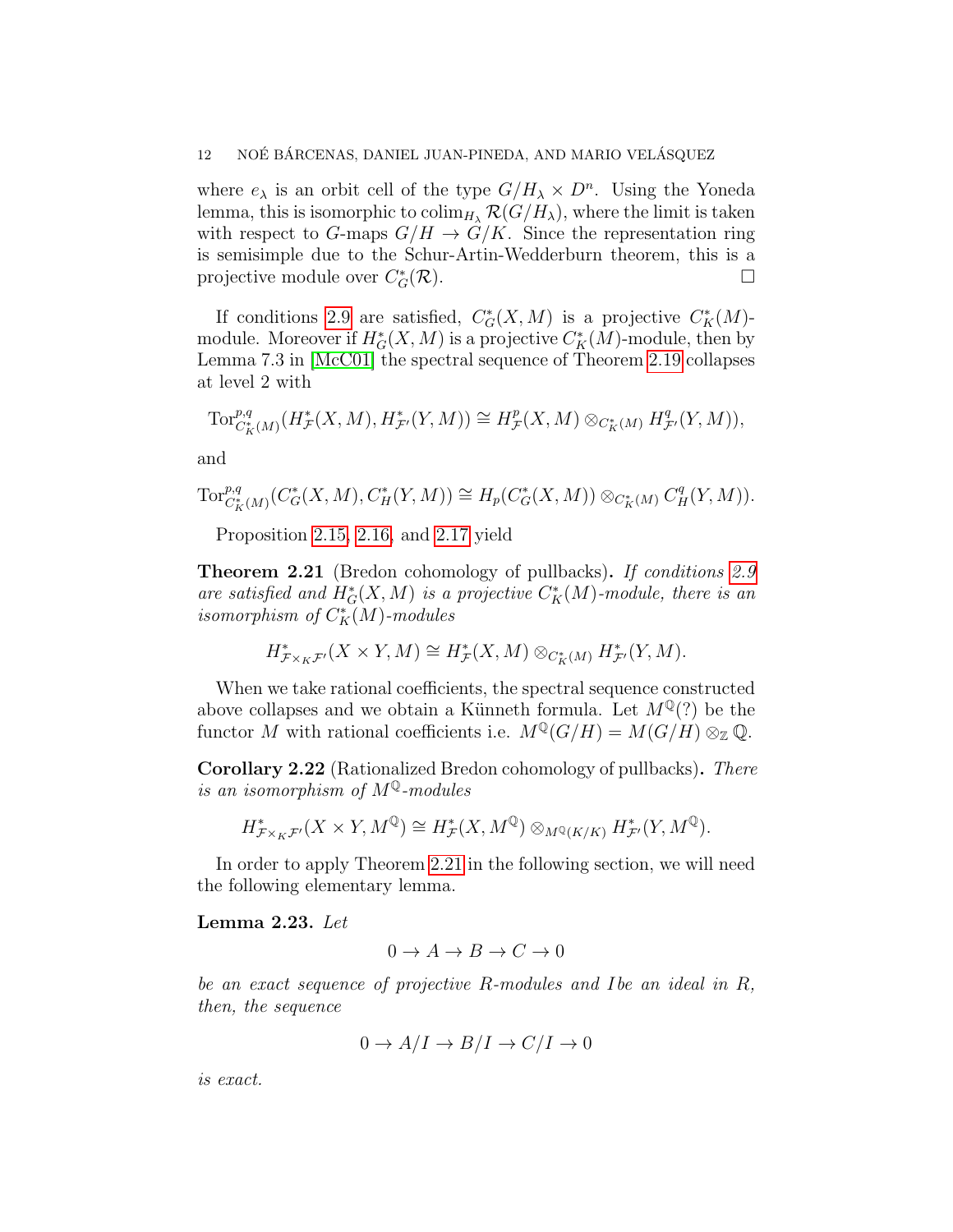where $e_\lambda$ is an orbit cell of the type $G/H_\lambda \times D^n$. Using the Yoneda lemma, this is isomorphic to $\operatorname{colim}_{H_\lambda} \mathcal{R}(G/H_\lambda)$, where the limit is taken with respect to $G$-maps $G/H \to G/K$. Since the representation ring is semisimple due to the Schur-Artin-Wedderburn theorem, this is a projective module over $C^*_G(\mathcal{R})$. □

If conditions 2.9 are satisfied, $C^*_G(X, M)$ is a projective $C^*_K(M)$-module. Moreover if $H^*_G(X, M)$ is a projective $C^*_K(M)$-module, then by Lemma 7.3 in [McC01] the spectral sequence of Theorem 2.19 collapses at level 2 with

$$\operatorname{Tor}^{p,q}_{C^*_K(M)}(H^*_{\mathcal{F}}(X, M), H^*_{\mathcal{F}'}(Y, M)) \cong H^p_{\mathcal{F}}(X, M) \otimes_{C^*_K(M)} H^q_{\mathcal{F}'}(Y, M)),$$

and

$$\operatorname{Tor}^{p,q}_{C^*_K(M)}(C^*_G(X, M), C^*_H(Y, M)) \cong H_p(C^*_G(X, M)) \otimes_{C^*_K(M)} C^q_H(Y, M)).$$

Proposition 2.15, 2.16, and 2.17 yield

**Theorem 2.21** (Bredon cohomology of pullbacks)**.** *If conditions 2.9 are satisfied and $H^*_G(X, M)$ is a projective $C^*_K(M)$-module, there is an isomorphism of $C^*_K(M)$-modules*

$$H^*_{\mathcal{F}\times_K \mathcal{F}'}(X \times Y, M) \cong H^*_{\mathcal{F}}(X, M) \otimes_{C^*_K(M)} H^*_{\mathcal{F}'}(Y, M).$$

When we take rational coefficients, the spectral sequence constructed above collapses and we obtain a Künneth formula. Let $M^{\mathbb{Q}}(?)$ be the functor $M$ with rational coefficients i.e. $M^{\mathbb{Q}}(G/H) = M(G/H) \otimes_{\mathbb{Z}} \mathbb{Q}$.

**Corollary 2.22** (Rationalized Bredon cohomology of pullbacks)**.** *There is an isomorphism of $M^{\mathbb{Q}}$-modules*

$$H^*_{\mathcal{F}\times_K \mathcal{F}'}(X \times Y, M^{\mathbb{Q}}) \cong H^*_{\mathcal{F}}(X, M^{\mathbb{Q}}) \otimes_{M^{\mathbb{Q}}(K/K)} H^*_{\mathcal{F}'}(Y, M^{\mathbb{Q}}).$$

In order to apply Theorem 2.21 in the following section, we will need the following elementary lemma.

**Lemma 2.23.** *Let*

$$0 \to A \to B \to C \to 0$$

*be an exact sequence of projective $R$-modules and $I$be an ideal in $R$, then, the sequence*

$$0 \to A/I \to B/I \to C/I \to 0$$

*is exact.*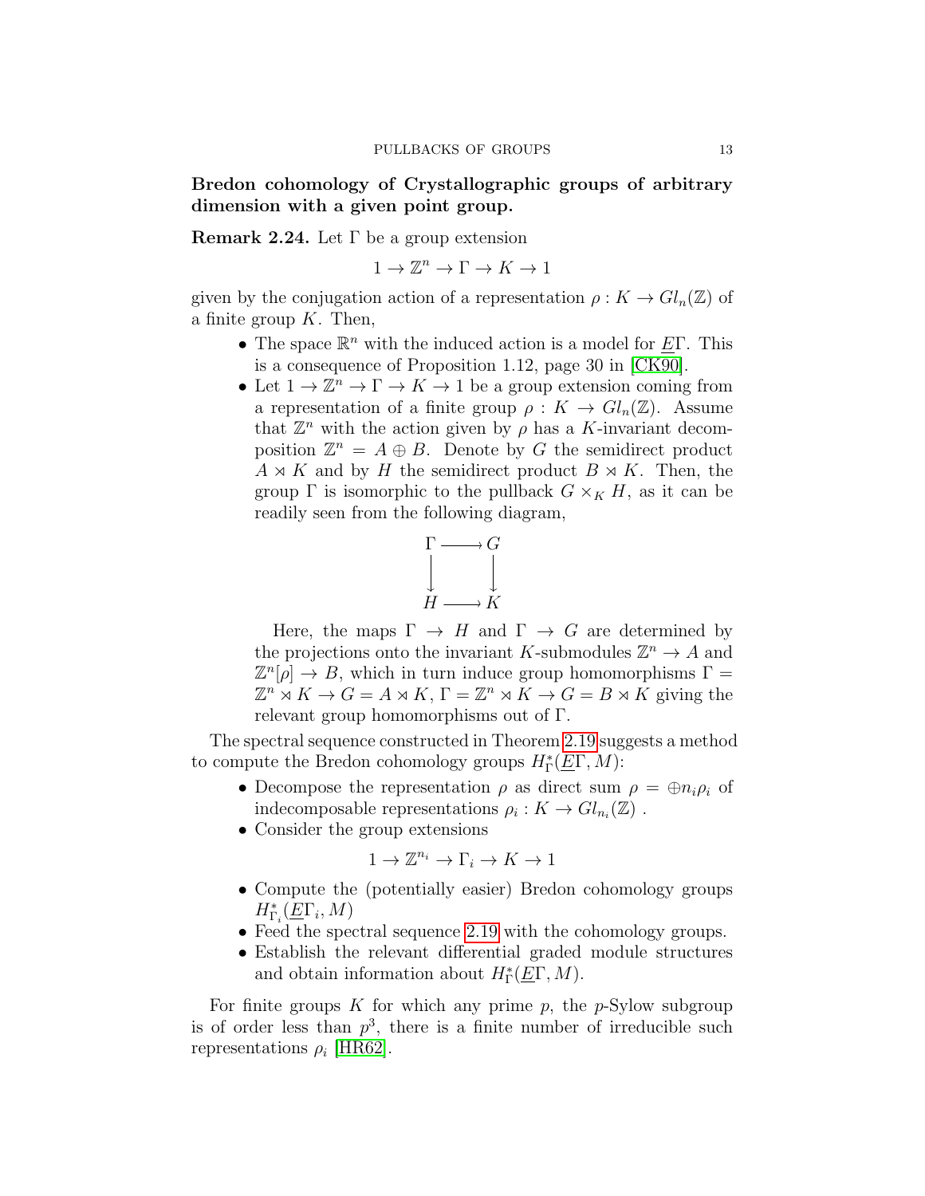**Bredon cohomology of Crystallographic groups of arbitrary dimension with a given point group.**

**Remark 2.24.** Let $\Gamma$ be a group extension

$$1 \to \mathbb{Z}^n \to \Gamma \to K \to 1$$

given by the conjugation action of a representation $\rho : K \to Gl_n(\mathbb{Z})$ of a finite group $K$. Then,

- The space $\mathbb{R}^n$ with the induced action is a model for $\underline{E}\Gamma$. This is a consequence of Proposition 1.12, page 30 in [CK90].
- Let $1 \to \mathbb{Z}^n \to \Gamma \to K \to 1$ be a group extension coming from a representation of a finite group $\rho : K \to Gl_n(\mathbb{Z})$. Assume that $\mathbb{Z}^n$ with the action given by $\rho$ has a $K$-invariant decomposition $\mathbb{Z}^n = A \oplus B$. Denote by $G$ the semidirect product $A \rtimes K$ and by $H$ the semidirect product $B \rtimes K$. Then, the group $\Gamma$ is isomorphic to the pullback $G \times_K H$, as it can be readily seen from the following diagram,

$$\begin{array}{ccc} \Gamma & \longrightarrow & G \\ \downarrow & & \downarrow \\ H & \longrightarrow & K \end{array}$$

  Here, the maps $\Gamma \to H$ and $\Gamma \to G$ are determined by the projections onto the invariant $K$-submodules $\mathbb{Z}^n \to A$ and $\mathbb{Z}^n[\rho] \to B$, which in turn induce group homomorphisms $\Gamma = \mathbb{Z}^n \rtimes K \to G = A \rtimes K$, $\Gamma = \mathbb{Z}^n \rtimes K \to G = B \rtimes K$ giving the relevant group homomorphisms out of $\Gamma$.

The spectral sequence constructed in Theorem 2.19 suggests a method to compute the Bredon cohomology groups $H^*_\Gamma(\underline{E}\Gamma, M)$:

- Decompose the representation $\rho$ as direct sum $\rho = \oplus n_i \rho_i$ of indecomposable representations $\rho_i : K \to Gl_{n_i}(\mathbb{Z})$ .
- Consider the group extensions

$$1 \to \mathbb{Z}^{n_i} \to \Gamma_i \to K \to 1$$

- Compute the (potentially easier) Bredon cohomology groups $H^*_{\Gamma_i}(\underline{E}\Gamma_i, M)$
- Feed the spectral sequence 2.19 with the cohomology groups.
- Establish the relevant differential graded module structures and obtain information about $H^*_\Gamma(\underline{E}\Gamma, M)$.

For finite groups $K$ for which any prime $p$, the $p$-Sylow subgroup is of order less than $p^3$, there is a finite number of irreducible such representations $\rho_i$ [HR62].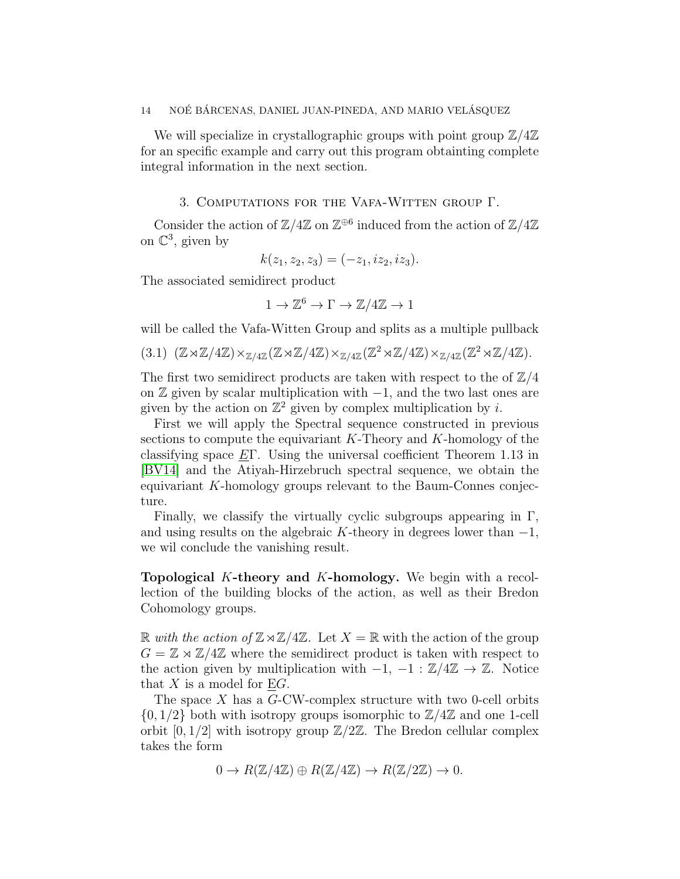We will specialize in crystallographic groups with point group $\mathbb{Z}/4\mathbb{Z}$ for an specific example and carry out this program obtainting complete integral information in the next section.

## 3. Computations for the Vafa-Witten group $\Gamma$.

Consider the action of $\mathbb{Z}/4\mathbb{Z}$ on $\mathbb{Z}^{\oplus 6}$ induced from the action of $\mathbb{Z}/4\mathbb{Z}$ on $\mathbb{C}^3$, given by

$$k(z_1, z_2, z_3) = (-z_1, iz_2, iz_3).$$

The associated semidirect product

$$1 \to \mathbb{Z}^6 \to \Gamma \to \mathbb{Z}/4\mathbb{Z} \to 1$$

will be called the Vafa-Witten Group and splits as a multiple pullback

$$(\mathbb{Z} \rtimes \mathbb{Z}/4\mathbb{Z}) \times_{\mathbb{Z}/4\mathbb{Z}} (\mathbb{Z} \rtimes \mathbb{Z}/4\mathbb{Z}) \times_{\mathbb{Z}/4\mathbb{Z}} (\mathbb{Z}^2 \rtimes \mathbb{Z}/4\mathbb{Z}) \times_{\mathbb{Z}/4\mathbb{Z}} (\mathbb{Z}^2 \rtimes \mathbb{Z}/4\mathbb{Z}). \tag{3.1}$$

The first two semidirect products are taken with respect to the of $\mathbb{Z}/4$ on $\mathbb{Z}$ given by scalar multiplication with $-1$, and the two last ones are given by the action on $\mathbb{Z}^2$ given by complex multiplication by $i$.

First we will apply the Spectral sequence constructed in previous sections to compute the equivariant $K$-Theory and $K$-homology of the classifying space $\underline{E}\Gamma$. Using the universal coefficient Theorem 1.13 in [BV14] and the Atiyah-Hirzebruch spectral sequence, we obtain the equivariant $K$-homology groups relevant to the Baum-Connes conjecture.

Finally, we classify the virtually cyclic subgroups appearing in $\Gamma$, and using results on the algebraic $K$-theory in degrees lower than $-1$, we wil conclude the vanishing result.

**Topological $K$-theory and $K$-homology.** We begin with a recollection of the building blocks of the action, as well as their Bredon Cohomology groups.

*$\mathbb{R}$ with the action of $\mathbb{Z} \rtimes \mathbb{Z}/4\mathbb{Z}$.* Let $X = \mathbb{R}$ with the action of the group $G = \mathbb{Z} \rtimes \mathbb{Z}/4\mathbb{Z}$ where the semidirect product is taken with respect to the action given by multiplication with $-1$, $-1 : \mathbb{Z}/4\mathbb{Z} \to \mathbb{Z}$. Notice that $X$ is a model for $\underline{E}G$.

The space $X$ has a $G$-CW-complex structure with two 0-cell orbits $\{0, 1/2\}$ both with isotropy groups isomorphic to $\mathbb{Z}/4\mathbb{Z}$ and one 1-cell orbit $[0, 1/2]$ with isotropy group $\mathbb{Z}/2\mathbb{Z}$. The Bredon cellular complex takes the form

$$0 \to R(\mathbb{Z}/4\mathbb{Z}) \oplus R(\mathbb{Z}/4\mathbb{Z}) \to R(\mathbb{Z}/2\mathbb{Z}) \to 0.$$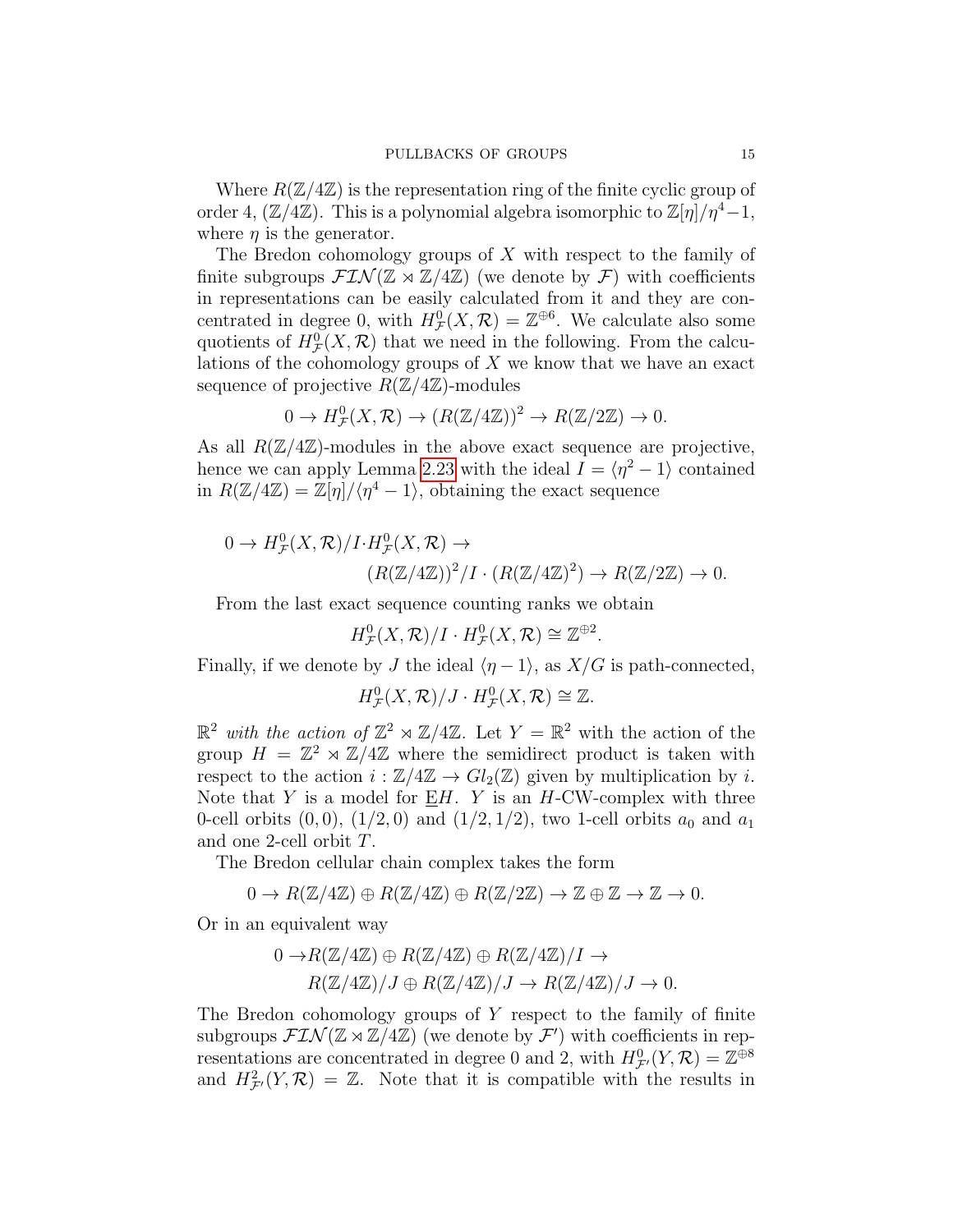Where $R(\mathbb{Z}/4\mathbb{Z})$ is the representation ring of the finite cyclic group of order 4, $(\mathbb{Z}/4\mathbb{Z})$. This is a polynomial algebra isomorphic to $\mathbb{Z}[\eta]/\eta^4-1$, where $\eta$ is the generator.

The Bredon cohomology groups of $X$ with respect to the family of finite subgroups $\mathcal{FIN}(\mathbb{Z}\rtimes\mathbb{Z}/4\mathbb{Z})$ (we denote by $\mathcal{F}$) with coefficients in representations can be easily calculated from it and they are concentrated in degree 0, with $H^0_{\mathcal{F}}(X,\mathcal{R})=\mathbb{Z}^{\oplus 6}$. We calculate also some quotients of $H^0_{\mathcal{F}}(X,\mathcal{R})$ that we need in the following. From the calculations of the cohomology groups of $X$ we know that we have an exact sequence of projective $R(\mathbb{Z}/4\mathbb{Z})$-modules

$$0\to H^0_{\mathcal{F}}(X,\mathcal{R})\to (R(\mathbb{Z}/4\mathbb{Z}))^2\to R(\mathbb{Z}/2\mathbb{Z})\to 0.$$

As all $R(\mathbb{Z}/4\mathbb{Z})$-modules in the above exact sequence are projective, hence we can apply Lemma 2.23 with the ideal $I=\langle\eta^2-1\rangle$ contained in $R(\mathbb{Z}/4\mathbb{Z})=\mathbb{Z}[\eta]/\langle\eta^4-1\rangle$, obtaining the exact sequence

$$0\to H^0_{\mathcal{F}}(X,\mathcal{R})/I\cdot H^0_{\mathcal{F}}(X,\mathcal{R})\to (R(\mathbb{Z}/4\mathbb{Z}))^2/I\cdot(R(\mathbb{Z}/4\mathbb{Z})^2)\to R(\mathbb{Z}/2\mathbb{Z})\to 0.$$

From the last exact sequence counting ranks we obtain

$$H^0_{\mathcal{F}}(X,\mathcal{R})/I\cdot H^0_{\mathcal{F}}(X,\mathcal{R})\cong\mathbb{Z}^{\oplus 2}.$$

Finally, if we denote by $J$ the ideal $\langle\eta-1\rangle$, as $X/G$ is path-connected,

$$H^0_{\mathcal{F}}(X,\mathcal{R})/J\cdot H^0_{\mathcal{F}}(X,\mathcal{R})\cong\mathbb{Z}.$$

$\mathbb{R}^2$ *with the action of* $\mathbb{Z}^2\rtimes\mathbb{Z}/4\mathbb{Z}$. Let $Y=\mathbb{R}^2$ with the action of the group $H=\mathbb{Z}^2\rtimes\mathbb{Z}/4\mathbb{Z}$ where the semidirect product is taken with respect to the action $i:\mathbb{Z}/4\mathbb{Z}\to Gl_2(\mathbb{Z})$ given by multiplication by $i$. Note that $Y$ is a model for $\underline{E}H$. $Y$ is an $H$-CW-complex with three 0-cell orbits $(0,0)$, $(1/2,0)$ and $(1/2,1/2)$, two 1-cell orbits $a_0$ and $a_1$ and one 2-cell orbit $T$.

The Bredon cellular chain complex takes the form

$$0\to R(\mathbb{Z}/4\mathbb{Z})\oplus R(\mathbb{Z}/4\mathbb{Z})\oplus R(\mathbb{Z}/2\mathbb{Z})\to\mathbb{Z}\oplus\mathbb{Z}\to\mathbb{Z}\to 0.$$

Or in an equivalent way

$$0\to R(\mathbb{Z}/4\mathbb{Z})\oplus R(\mathbb{Z}/4\mathbb{Z})\oplus R(\mathbb{Z}/4\mathbb{Z})/I\to R(\mathbb{Z}/4\mathbb{Z})/J\oplus R(\mathbb{Z}/4\mathbb{Z})/J\to R(\mathbb{Z}/4\mathbb{Z})/J\to 0.$$

The Bredon cohomology groups of $Y$ respect to the family of finite subgroups $\mathcal{FIN}(\mathbb{Z}\rtimes\mathbb{Z}/4\mathbb{Z})$ (we denote by $\mathcal{F}'$) with coefficients in representations are concentrated in degree 0 and 2, with $H^0_{\mathcal{F}'}(Y,\mathcal{R})=\mathbb{Z}^{\oplus 8}$ and $H^2_{\mathcal{F}'}(Y,\mathcal{R})=\mathbb{Z}$. Note that it is compatible with the results in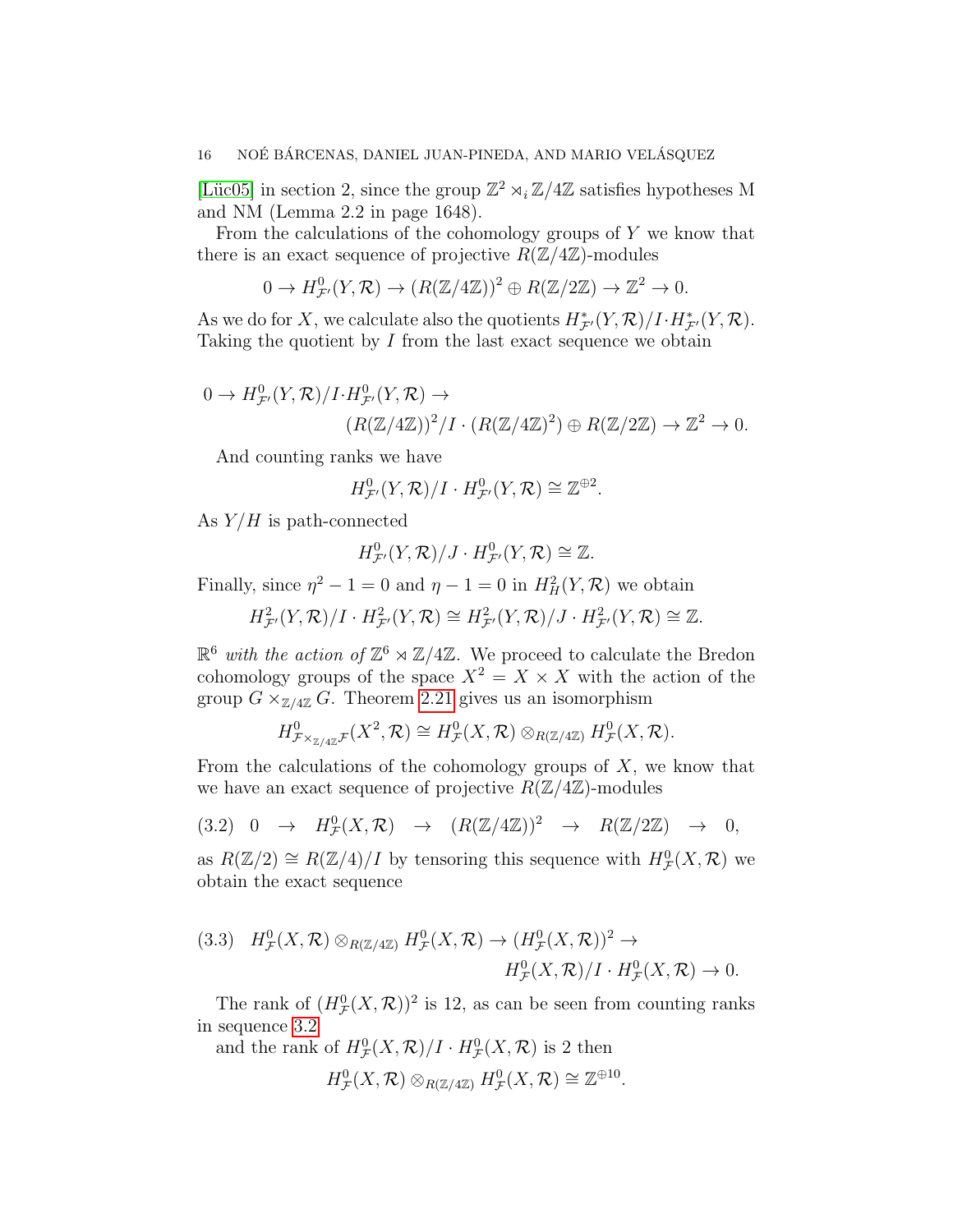[Lüc05] in section 2, since the group $\mathbb{Z}^2 \rtimes_i \mathbb{Z}/4\mathbb{Z}$ satisfies hypotheses M and NM (Lemma 2.2 in page 1648).

From the calculations of the cohomology groups of $Y$ we know that there is an exact sequence of projective $R(\mathbb{Z}/4\mathbb{Z})$-modules

$$0 \to H^0_{\mathcal{F}'}(Y, \mathcal{R}) \to (R(\mathbb{Z}/4\mathbb{Z}))^2 \oplus R(\mathbb{Z}/2\mathbb{Z}) \to \mathbb{Z}^2 \to 0.$$

As we do for $X$, we calculate also the quotients $H^*_{\mathcal{F}'}(Y, \mathcal{R})/I \cdot H^*_{\mathcal{F}'}(Y, \mathcal{R})$. Taking the quotient by $I$ from the last exact sequence we obtain

$$0 \to H^0_{\mathcal{F}'}(Y, \mathcal{R})/I \cdot H^0_{\mathcal{F}'}(Y, \mathcal{R}) \to (R(\mathbb{Z}/4\mathbb{Z}))^2/I \cdot (R(\mathbb{Z}/4\mathbb{Z})^2) \oplus R(\mathbb{Z}/2\mathbb{Z}) \to \mathbb{Z}^2 \to 0.$$

And counting ranks we have

$$H^0_{\mathcal{F}'}(Y, \mathcal{R})/I \cdot H^0_{\mathcal{F}'}(Y, \mathcal{R}) \cong \mathbb{Z}^{\oplus 2}.$$

As $Y/H$ is path-connected

$$H^0_{\mathcal{F}'}(Y, \mathcal{R})/J \cdot H^0_{\mathcal{F}'}(Y, \mathcal{R}) \cong \mathbb{Z}.$$

Finally, since $\eta^2 - 1 = 0$ and $\eta - 1 = 0$ in $H^2_H(Y, \mathcal{R})$ we obtain

$$H^2_{\mathcal{F}'}(Y, \mathcal{R})/I \cdot H^2_{\mathcal{F}'}(Y, \mathcal{R}) \cong H^2_{\mathcal{F}'}(Y, \mathcal{R})/J \cdot H^2_{\mathcal{F}'}(Y, \mathcal{R}) \cong \mathbb{Z}.$$

*$\mathbb{R}^6$ with the action of $\mathbb{Z}^6 \rtimes \mathbb{Z}/4\mathbb{Z}$.* We proceed to calculate the Bredon cohomology groups of the space $X^2 = X \times X$ with the action of the group $G \times_{\mathbb{Z}/4\mathbb{Z}} G$. Theorem 2.21 gives us an isomorphism

$$H^0_{\mathcal{F} \times_{\mathbb{Z}/4\mathbb{Z}} \mathcal{F}}(X^2, \mathcal{R}) \cong H^0_{\mathcal{F}}(X, \mathcal{R}) \otimes_{R(\mathbb{Z}/4\mathbb{Z})} H^0_{\mathcal{F}}(X, \mathcal{R}).$$

From the calculations of the cohomology groups of $X$, we know that we have an exact sequence of projective $R(\mathbb{Z}/4\mathbb{Z})$-modules

$$0 \to H^0_{\mathcal{F}}(X, \mathcal{R}) \to (R(\mathbb{Z}/4\mathbb{Z}))^2 \to R(\mathbb{Z}/2\mathbb{Z}) \to 0, \tag{3.2}$$

as $R(\mathbb{Z}/2) \cong R(\mathbb{Z}/4)/I$ by tensoring this sequence with $H^0_{\mathcal{F}}(X, \mathcal{R})$ we obtain the exact sequence

$$H^0_{\mathcal{F}}(X, \mathcal{R}) \otimes_{R(\mathbb{Z}/4\mathbb{Z})} H^0_{\mathcal{F}}(X, \mathcal{R}) \to (H^0_{\mathcal{F}}(X, \mathcal{R}))^2 \to H^0_{\mathcal{F}}(X, \mathcal{R})/I \cdot H^0_{\mathcal{F}}(X, \mathcal{R}) \to 0. \tag{3.3}$$

The rank of $(H^0_{\mathcal{F}}(X, \mathcal{R}))^2$ is 12, as can be seen from counting ranks in sequence 3.2

and the rank of $H^0_{\mathcal{F}}(X, \mathcal{R})/I \cdot H^0_{\mathcal{F}}(X, \mathcal{R})$ is 2 then

$$H^0_{\mathcal{F}}(X, \mathcal{R}) \otimes_{R(\mathbb{Z}/4\mathbb{Z})} H^0_{\mathcal{F}}(X, \mathcal{R}) \cong \mathbb{Z}^{\oplus 10}.$$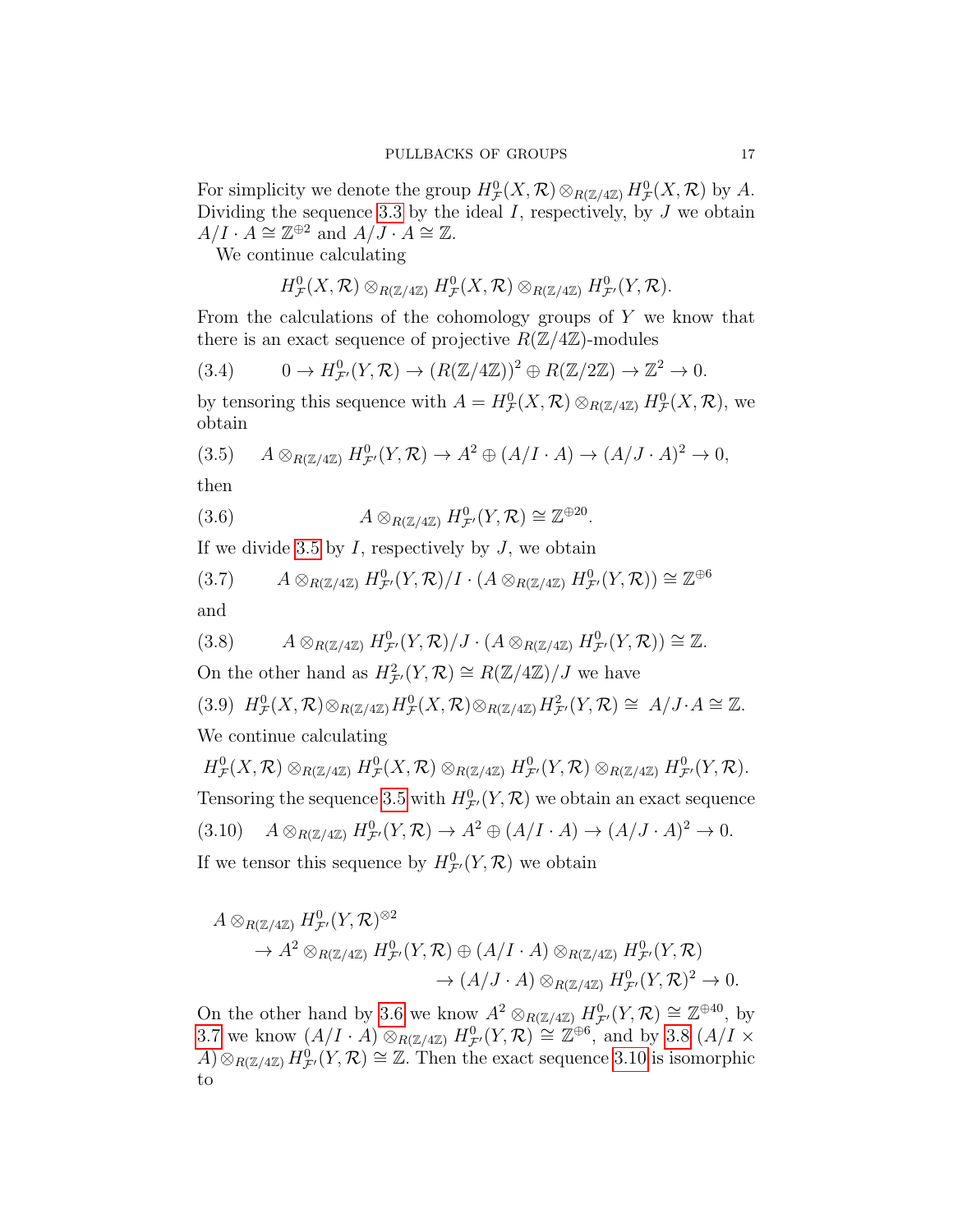For simplicity we denote the group $H^0_{\mathcal{F}}(X,\mathcal{R}) \otimes_{R(\mathbb{Z}/4\mathbb{Z})} H^0_{\mathcal{F}}(X,\mathcal{R})$ by $A$. Dividing the sequence 3.3 by the ideal $I$, respectively, by $J$ we obtain $A/I\cdot A \cong \mathbb{Z}^{\oplus 2}$ and $A/J \cdot A \cong \mathbb{Z}$.

We continue calculating

$$H^0_{\mathcal{F}}(X,\mathcal{R}) \otimes_{R(\mathbb{Z}/4\mathbb{Z})} H^0_{\mathcal{F}}(X,\mathcal{R}) \otimes_{R(\mathbb{Z}/4\mathbb{Z})} H^0_{\mathcal{F}'}(Y,\mathcal{R}).$$

From the calculations of the cohomology groups of $Y$ we know that there is an exact sequence of projective $R(\mathbb{Z}/4\mathbb{Z})$-modules

$$0 \to H^0_{\mathcal{F}'}(Y,\mathcal{R}) \to (R(\mathbb{Z}/4\mathbb{Z}))^2 \oplus R(\mathbb{Z}/2\mathbb{Z}) \to \mathbb{Z}^2 \to 0. \tag{3.4}$$

by tensoring this sequence with $A = H^0_{\mathcal{F}}(X,\mathcal{R}) \otimes_{R(\mathbb{Z}/4\mathbb{Z})} H^0_{\mathcal{F}}(X,\mathcal{R})$, we obtain

$$A \otimes_{R(\mathbb{Z}/4\mathbb{Z})} H^0_{\mathcal{F}'}(Y,\mathcal{R}) \to A^2 \oplus (A/I\cdot A) \to (A/J\cdot A)^2 \to 0, \tag{3.5}$$

then

$$A \otimes_{R(\mathbb{Z}/4\mathbb{Z})} H^0_{\mathcal{F}'}(Y,\mathcal{R}) \cong \mathbb{Z}^{\oplus 20}. \tag{3.6}$$

If we divide 3.5 by $I$, respectively by $J$, we obtain

$$A \otimes_{R(\mathbb{Z}/4\mathbb{Z})} H^0_{\mathcal{F}'}(Y,\mathcal{R})/I\cdot (A \otimes_{R(\mathbb{Z}/4\mathbb{Z})} H^0_{\mathcal{F}'}(Y,\mathcal{R})) \cong \mathbb{Z}^{\oplus 6} \tag{3.7}$$

and

$$A \otimes_{R(\mathbb{Z}/4\mathbb{Z})} H^0_{\mathcal{F}'}(Y,\mathcal{R})/J\cdot (A \otimes_{R(\mathbb{Z}/4\mathbb{Z})} H^0_{\mathcal{F}'}(Y,\mathcal{R})) \cong \mathbb{Z}. \tag{3.8}$$

On the other hand as $H^2_{\mathcal{F}'}(Y,\mathcal{R}) \cong R(\mathbb{Z}/4\mathbb{Z})/J$ we have

$$H^0_{\mathcal{F}}(X,\mathcal{R}) \otimes_{R(\mathbb{Z}/4\mathbb{Z})} H^0_{\mathcal{F}}(X,\mathcal{R}) \otimes_{R(\mathbb{Z}/4\mathbb{Z})} H^2_{\mathcal{F}'}(Y,\mathcal{R}) \cong A/J\cdot A \cong \mathbb{Z}. \tag{3.9}$$

We continue calculating

$$H^0_{\mathcal{F}}(X,\mathcal{R}) \otimes_{R(\mathbb{Z}/4\mathbb{Z})} H^0_{\mathcal{F}}(X,\mathcal{R}) \otimes_{R(\mathbb{Z}/4\mathbb{Z})} H^0_{\mathcal{F}'}(Y,\mathcal{R}) \otimes_{R(\mathbb{Z}/4\mathbb{Z})} H^0_{\mathcal{F}'}(Y,\mathcal{R}).$$

Tensoring the sequence 3.5 with $H^0_{\mathcal{F}'}(Y,\mathcal{R})$ we obtain an exact sequence

$$A \otimes_{R(\mathbb{Z}/4\mathbb{Z})} H^0_{\mathcal{F}'}(Y,\mathcal{R}) \to A^2 \oplus (A/I\cdot A) \to (A/J\cdot A)^2 \to 0. \tag{3.10}$$

If we tensor this sequence by $H^0_{\mathcal{F}'}(Y,\mathcal{R})$ we obtain

$$\begin{aligned}
&A \otimes_{R(\mathbb{Z}/4\mathbb{Z})} H^0_{\mathcal{F}'}(Y,\mathcal{R})^{\otimes 2} \\
&\quad\to A^2 \otimes_{R(\mathbb{Z}/4\mathbb{Z})} H^0_{\mathcal{F}'}(Y,\mathcal{R}) \oplus (A/I\cdot A) \otimes_{R(\mathbb{Z}/4\mathbb{Z})} H^0_{\mathcal{F}'}(Y,\mathcal{R}) \\
&\qquad\qquad \to (A/J\cdot A) \otimes_{R(\mathbb{Z}/4\mathbb{Z})} H^0_{\mathcal{F}'}(Y,\mathcal{R})^2 \to 0.
\end{aligned}$$

On the other hand by 3.6 we know $A^2 \otimes_{R(\mathbb{Z}/4\mathbb{Z})} H^0_{\mathcal{F}'}(Y,\mathcal{R}) \cong \mathbb{Z}^{\oplus 40}$, by 3.7 we know $(A/I\cdot A) \otimes_{R(\mathbb{Z}/4\mathbb{Z})} H^0_{\mathcal{F}'}(Y,\mathcal{R}) \cong \mathbb{Z}^{\oplus 6}$, and by 3.8 $(A/I \times A) \otimes_{R(\mathbb{Z}/4\mathbb{Z})} H^0_{\mathcal{F}'}(Y,\mathcal{R}) \cong \mathbb{Z}$. Then the exact sequence 3.10 is isomorphic to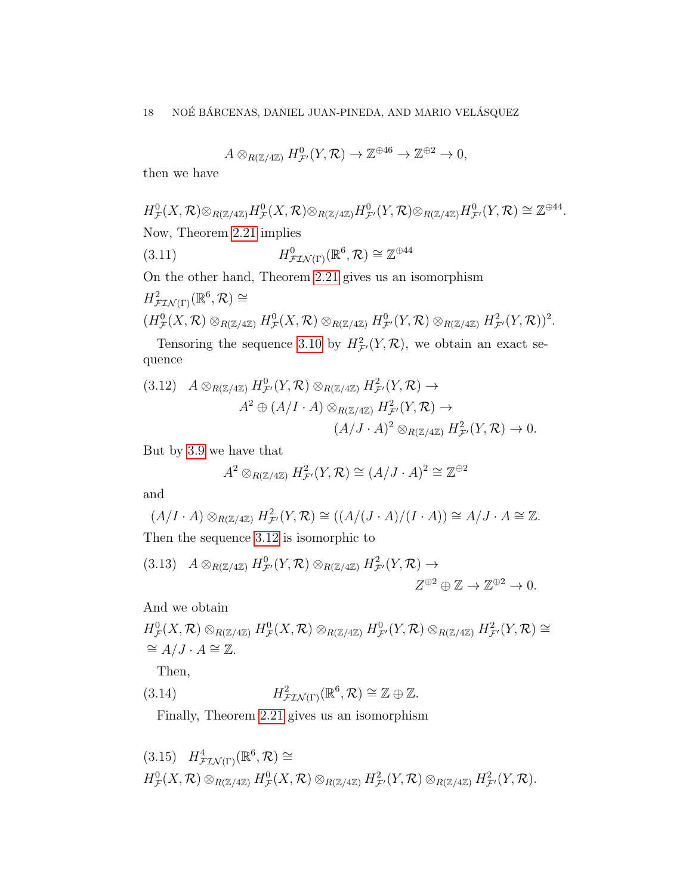$$A \otimes_{R(\mathbb{Z}/4\mathbb{Z})} H^0_{\mathcal{F}'}(Y, \mathcal{R}) \to \mathbb{Z}^{\oplus 46} \to \mathbb{Z}^{\oplus 2} \to 0,$$

then we have

$$H^0_{\mathcal{F}}(X, \mathcal{R}) \otimes_{R(\mathbb{Z}/4\mathbb{Z})} H^0_{\mathcal{F}}(X, \mathcal{R}) \otimes_{R(\mathbb{Z}/4\mathbb{Z})} H^0_{\mathcal{F}'}(Y, \mathcal{R}) \otimes_{R(\mathbb{Z}/4\mathbb{Z})} H^0_{\mathcal{F}'}(Y, \mathcal{R}) \cong \mathbb{Z}^{\oplus 44}.$$

Now, Theorem 2.21 implies

$$H^0_{\mathcal{FIN}(\Gamma)}(\mathbb{R}^6, \mathcal{R}) \cong \mathbb{Z}^{\oplus 44} \tag{3.11}$$

On the other hand, Theorem 2.21 gives us an isomorphism

$$H^2_{\mathcal{FIN}(\Gamma)}(\mathbb{R}^6, \mathcal{R}) \cong$$
$$(H^0_{\mathcal{F}}(X, \mathcal{R}) \otimes_{R(\mathbb{Z}/4\mathbb{Z})} H^0_{\mathcal{F}}(X, \mathcal{R}) \otimes_{R(\mathbb{Z}/4\mathbb{Z})} H^0_{\mathcal{F}'}(Y, \mathcal{R}) \otimes_{R(\mathbb{Z}/4\mathbb{Z})} H^2_{\mathcal{F}'}(Y, \mathcal{R}))^2.$$

Tensoring the sequence 3.10 by $H^2_{\mathcal{F}'}(Y, \mathcal{R})$, we obtain an exact sequence

$$\begin{aligned} A \otimes_{R(\mathbb{Z}/4\mathbb{Z})} H^0_{\mathcal{F}'}(Y, \mathcal{R}) \otimes_{R(\mathbb{Z}/4\mathbb{Z})} H^2_{\mathcal{F}'}(Y, \mathcal{R}) &\to \\ A^2 \oplus (A/I \cdot A) \otimes_{R(\mathbb{Z}/4\mathbb{Z})} H^2_{\mathcal{F}'}(Y, \mathcal{R}) &\to \\ (A/J \cdot A)^2 \otimes_{R(\mathbb{Z}/4\mathbb{Z})} H^2_{\mathcal{F}'}(Y, \mathcal{R}) &\to 0. \end{aligned} \tag{3.12}$$

But by 3.9 we have that

$$A^2 \otimes_{R(\mathbb{Z}/4\mathbb{Z})} H^2_{\mathcal{F}'}(Y, \mathcal{R}) \cong (A/J \cdot A)^2 \cong \mathbb{Z}^{\oplus 2}$$

and

$$(A/I \cdot A) \otimes_{R(\mathbb{Z}/4\mathbb{Z})} H^2_{\mathcal{F}'}(Y, \mathcal{R}) \cong ((A/(J \cdot A)/(I \cdot A)) \cong A/J \cdot A \cong \mathbb{Z}.$$

Then the sequence 3.12 is isomorphic to

$$\begin{aligned} A \otimes_{R(\mathbb{Z}/4\mathbb{Z})} H^0_{\mathcal{F}'}(Y, \mathcal{R}) \otimes_{R(\mathbb{Z}/4\mathbb{Z})} H^2_{\mathcal{F}'}(Y, \mathcal{R}) &\to \\ Z^{\oplus 2} \oplus \mathbb{Z} \to \mathbb{Z}^{\oplus 2} &\to 0. \end{aligned} \tag{3.13}$$

And we obtain

$$H^0_{\mathcal{F}}(X, \mathcal{R}) \otimes_{R(\mathbb{Z}/4\mathbb{Z})} H^0_{\mathcal{F}}(X, \mathcal{R}) \otimes_{R(\mathbb{Z}/4\mathbb{Z})} H^0_{\mathcal{F}'}(Y, \mathcal{R}) \otimes_{R(\mathbb{Z}/4\mathbb{Z})} H^2_{\mathcal{F}'}(Y, \mathcal{R}) \cong$$
$$\cong A/J \cdot A \cong \mathbb{Z}.$$

Then,

$$H^2_{\mathcal{FIN}(\Gamma)}(\mathbb{R}^6, \mathcal{R}) \cong \mathbb{Z} \oplus \mathbb{Z}. \tag{3.14}$$

Finally, Theorem 2.21 gives us an isomorphism

$$\begin{aligned} &H^4_{\mathcal{FIN}(\Gamma)}(\mathbb{R}^6, \mathcal{R}) \cong \\ &H^0_{\mathcal{F}}(X, \mathcal{R}) \otimes_{R(\mathbb{Z}/4\mathbb{Z})} H^0_{\mathcal{F}}(X, \mathcal{R}) \otimes_{R(\mathbb{Z}/4\mathbb{Z})} H^2_{\mathcal{F}'}(Y, \mathcal{R}) \otimes_{R(\mathbb{Z}/4\mathbb{Z})} H^2_{\mathcal{F}'}(Y, \mathcal{R}). \end{aligned} \tag{3.15}$$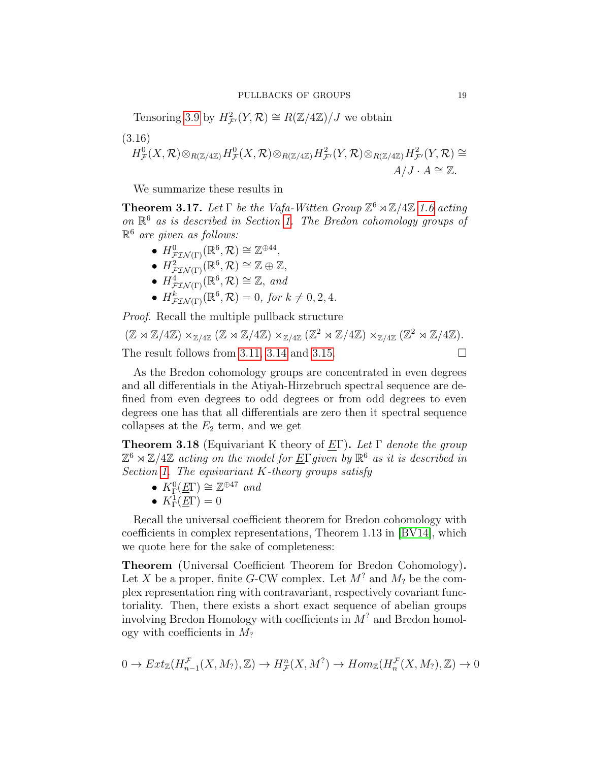Tensoring 3.9 by $H^2_{\mathcal{F}'}(Y,\mathcal{R}) \cong R(\mathbb{Z}/4\mathbb{Z})/J$ we obtain

(3.16)

$$H^0_{\mathcal{F}}(X,\mathcal{R})\otimes_{R(\mathbb{Z}/4\mathbb{Z})} H^0_{\mathcal{F}}(X,\mathcal{R})\otimes_{R(\mathbb{Z}/4\mathbb{Z})} H^2_{\mathcal{F}'}(Y,\mathcal{R})\otimes_{R(\mathbb{Z}/4\mathbb{Z})} H^2_{\mathcal{F}'}(Y,\mathcal{R}) \cong A/J\cdot A \cong \mathbb{Z}.$$

We summarize these results in

**Theorem 3.17.** *Let $\Gamma$ be the Vafa-Witten Group $\mathbb{Z}^6 \rtimes \mathbb{Z}/4\mathbb{Z}$ 1.6 acting on $\mathbb{R}^6$ as is described in Section 1. The Bredon cohomology groups of $\mathbb{R}^6$ are given as follows:*

- $H^0_{\mathcal{FIN}(\Gamma)}(\mathbb{R}^6,\mathcal{R}) \cong \mathbb{Z}^{\oplus 44}$,
- $H^2_{\mathcal{FIN}(\Gamma)}(\mathbb{R}^6,\mathcal{R}) \cong \mathbb{Z}\oplus\mathbb{Z}$,
- $H^4_{\mathcal{FIN}(\Gamma)}(\mathbb{R}^6,\mathcal{R}) \cong \mathbb{Z}$, *and*
- $H^k_{\mathcal{FIN}(\Gamma)}(\mathbb{R}^6,\mathcal{R}) = 0$, *for $k \neq 0,2,4$.*

*Proof.* Recall the multiple pullback structure

$$(\mathbb{Z}\rtimes\mathbb{Z}/4\mathbb{Z})\times_{\mathbb{Z}/4\mathbb{Z}}(\mathbb{Z}\rtimes\mathbb{Z}/4\mathbb{Z})\times_{\mathbb{Z}/4\mathbb{Z}}(\mathbb{Z}^2\rtimes\mathbb{Z}/4\mathbb{Z})\times_{\mathbb{Z}/4\mathbb{Z}}(\mathbb{Z}^2\rtimes\mathbb{Z}/4\mathbb{Z}).$$

The result follows from 3.11, 3.14 and 3.15. □

As the Bredon cohomology groups are concentrated in even degrees and all differentials in the Atiyah-Hirzebruch spectral sequence are defined from even degrees to odd degrees or from odd degrees to even degrees one has that all differentials are zero then it spectral sequence collapses at the $E_2$ term, and we get

**Theorem 3.18** (Equivariant K theory of $\underline{E}\Gamma$). *Let $\Gamma$ denote the group $\mathbb{Z}^6 \rtimes \mathbb{Z}/4\mathbb{Z}$ acting on the model for $\underline{E}\Gamma$ given by $\mathbb{R}^6$ as it is described in Section 1. The equivariant K-theory groups satisfy*

- $K^0_\Gamma(\underline{E}\Gamma) \cong \mathbb{Z}^{\oplus 47}$ *and*
- $K^1_\Gamma(\underline{E}\Gamma) = 0$

Recall the universal coefficient theorem for Bredon cohomology with coefficients in complex representations, Theorem 1.13 in [BV14], which we quote here for the sake of completeness:

**Theorem** (Universal Coefficient Theorem for Bredon Cohomology)**.** Let $X$ be a proper, finite $G$-CW complex. Let $M^?$ and $M_?$ be the complex representation ring with contravariant, respectively covariant functoriality. Then, there exists a short exact sequence of abelian groups involving Bredon Homology with coefficients in $M^?$ and Bredon homology with coefficients in $M_?$

$$0 \to Ext_{\mathbb{Z}}(H^{\mathcal{F}}_{n-1}(X,M_?),\mathbb{Z}) \to H^n_{\mathcal{F}}(X,M^?) \to Hom_{\mathbb{Z}}(H^{\mathcal{F}}_n(X,M_?),\mathbb{Z}) \to 0$$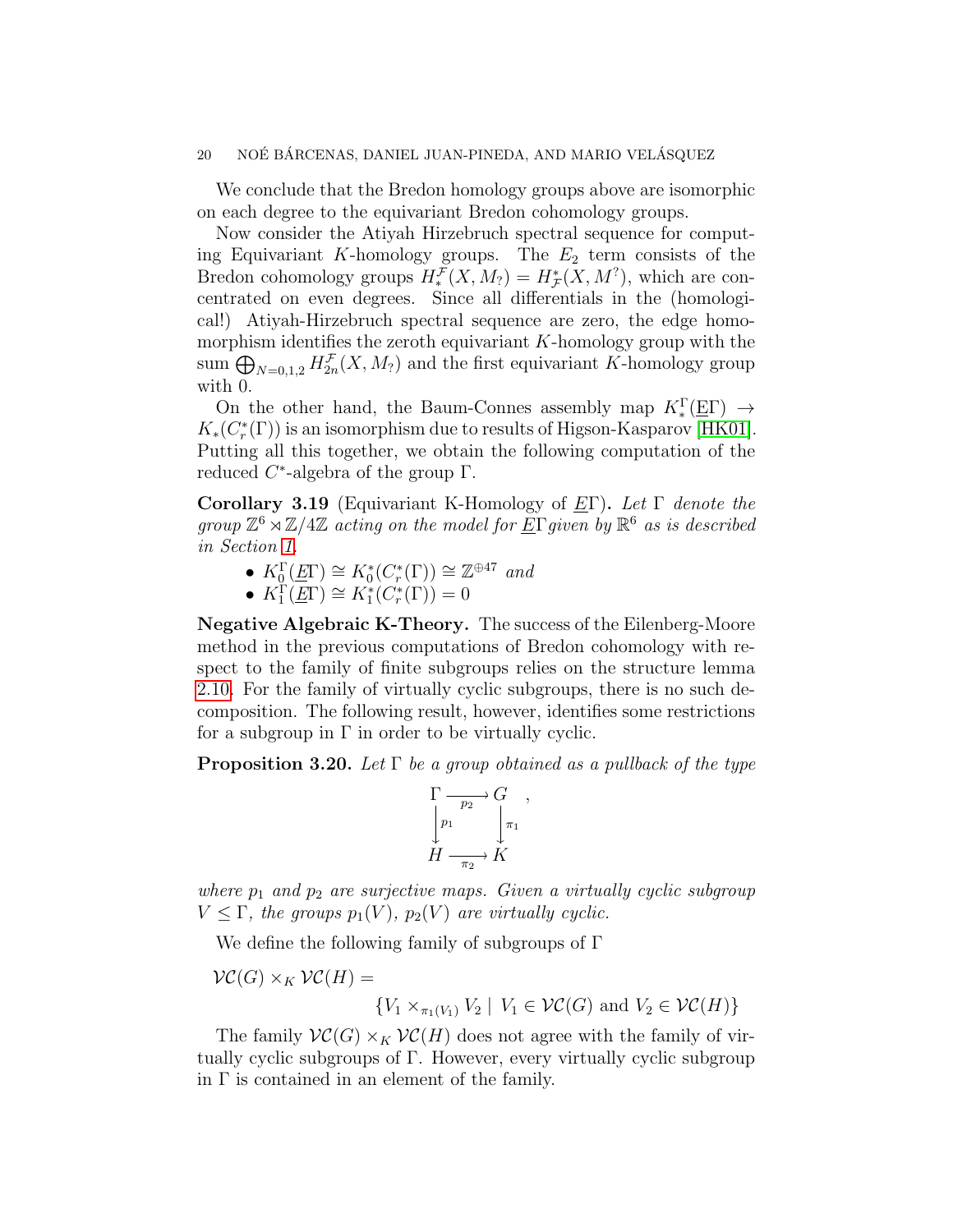We conclude that the Bredon homology groups above are isomorphic on each degree to the equivariant Bredon cohomology groups.

Now consider the Atiyah Hirzebruch spectral sequence for computing Equivariant $K$-homology groups. The $E_2$ term consists of the Bredon cohomology groups $H_*^{\mathcal{F}}(X, M_?) = H^*_{\mathcal{F}}(X, M^?)$, which are concentrated on even degrees. Since all differentials in the (homological!) Atiyah-Hirzebruch spectral sequence are zero, the edge homomorphism identifies the zeroth equivariant $K$-homology group with the sum $\bigoplus_{N=0,1,2} H_{2n}^{\mathcal{F}}(X, M_?)$ and the first equivariant $K$-homology group with 0.

On the other hand, the Baum-Connes assembly map $K_*^{\Gamma}(\underline{E}\Gamma) \to K_*(C_r^*(\Gamma))$ is an isomorphism due to results of Higson-Kasparov [HK01]. Putting all this together, we obtain the following computation of the reduced $C^*$-algebra of the group $\Gamma$.

**Corollary 3.19** (Equivariant K-Homology of $\underline{E}\Gamma$)**.** *Let $\Gamma$ denote the group $\mathbb{Z}^6 \rtimes \mathbb{Z}/4\mathbb{Z}$ acting on the model for $\underline{E}\Gamma$ given by $\mathbb{R}^6$ as is described in Section 1.*

- $K_0^{\Gamma}(\underline{E}\Gamma) \cong K_0^*(C_r^*(\Gamma)) \cong \mathbb{Z}^{\oplus 47}$ *and*
- $K_1^{\Gamma}(\underline{E}\Gamma) \cong K_1^*(C_r^*(\Gamma)) = 0$

**Negative Algebraic K-Theory.** The success of the Eilenberg-Moore method in the previous computations of Bredon cohomology with respect to the family of finite subgroups relies on the structure lemma 2.10. For the family of virtually cyclic subgroups, there is no such decomposition. The following result, however, identifies some restrictions for a subgroup in $\Gamma$ in order to be virtually cyclic.

**Proposition 3.20.** *Let $\Gamma$ be a group obtained as a pullback of the type*

$$\begin{array}{ccc} \Gamma & \xrightarrow{p_2} & G \\ \downarrow{\scriptstyle p_1} & & \downarrow{\scriptstyle \pi_1} \\ H & \xrightarrow{\pi_2} & K \end{array},$$

*where $p_1$ and $p_2$ are surjective maps. Given a virtually cyclic subgroup $V \leq \Gamma$, the groups $p_1(V)$, $p_2(V)$ are virtually cyclic.*

We define the following family of subgroups of $\Gamma$

$$\mathcal{VC}(G) \times_K \mathcal{VC}(H) = \{V_1 \times_{\pi_1(V_1)} V_2 \mid V_1 \in \mathcal{VC}(G) \text{ and } V_2 \in \mathcal{VC}(H)\}$$

The family $\mathcal{VC}(G) \times_K \mathcal{VC}(H)$ does not agree with the family of virtually cyclic subgroups of $\Gamma$. However, every virtually cyclic subgroup in $\Gamma$ is contained in an element of the family.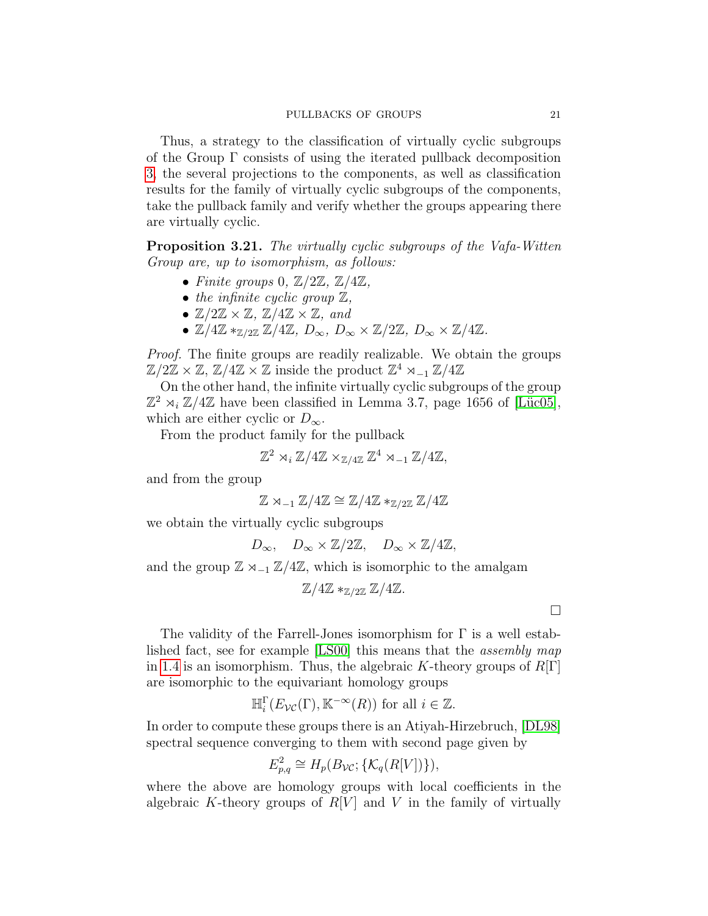Thus, a strategy to the classification of virtually cyclic subgroups of the Group $\Gamma$ consists of using the iterated pullback decomposition 3, the several projections to the components, as well as classification results for the family of virtually cyclic subgroups of the components, take the pullback family and verify whether the groups appearing there are virtually cyclic.

**Proposition 3.21.** *The virtually cyclic subgroups of the Vafa-Witten Group are, up to isomorphism, as follows:*

- *Finite groups* $0$, $\mathbb{Z}/2\mathbb{Z}$, $\mathbb{Z}/4\mathbb{Z}$,
- *the infinite cyclic group* $\mathbb{Z}$,
- $\mathbb{Z}/2\mathbb{Z} \times \mathbb{Z}$, $\mathbb{Z}/4\mathbb{Z} \times \mathbb{Z}$, *and*
- $\mathbb{Z}/4\mathbb{Z} *_{\mathbb{Z}/2\mathbb{Z}} \mathbb{Z}/4\mathbb{Z}$, $D_\infty$, $D_\infty \times \mathbb{Z}/2\mathbb{Z}$, $D_\infty \times \mathbb{Z}/4\mathbb{Z}$.

*Proof.* The finite groups are readily realizable. We obtain the groups $\mathbb{Z}/2\mathbb{Z} \times \mathbb{Z}$, $\mathbb{Z}/4\mathbb{Z} \times \mathbb{Z}$ inside the product $\mathbb{Z}^4 \rtimes_{-1} \mathbb{Z}/4\mathbb{Z}$

On the other hand, the infinite virtually cyclic subgroups of the group $\mathbb{Z}^2 \rtimes_i \mathbb{Z}/4\mathbb{Z}$ have been classified in Lemma 3.7, page 1656 of [Lüc05], which are either cyclic or $D_\infty$.

From the product family for the pullback

$$\mathbb{Z}^2 \rtimes_i \mathbb{Z}/4\mathbb{Z} \times_{\mathbb{Z}/4\mathbb{Z}} \mathbb{Z}^4 \rtimes_{-1} \mathbb{Z}/4\mathbb{Z},$$

and from the group

$$\mathbb{Z} \rtimes_{-1} \mathbb{Z}/4\mathbb{Z} \cong \mathbb{Z}/4\mathbb{Z} *_{\mathbb{Z}/2\mathbb{Z}} \mathbb{Z}/4\mathbb{Z}$$

we obtain the virtually cyclic subgroups

$$D_\infty, \quad D_\infty \times \mathbb{Z}/2\mathbb{Z}, \quad D_\infty \times \mathbb{Z}/4\mathbb{Z},$$

and the group $\mathbb{Z} \rtimes_{-1} \mathbb{Z}/4\mathbb{Z}$, which is isomorphic to the amalgam

$$\mathbb{Z}/4\mathbb{Z} *_{\mathbb{Z}/2\mathbb{Z}} \mathbb{Z}/4\mathbb{Z}.$$

□

The validity of the Farrell-Jones isomorphism for $\Gamma$ is a well established fact, see for example [LS00] this means that the *assembly map* in 1.4 is an isomorphism. Thus, the algebraic $K$-theory groups of $R[\Gamma]$ are isomorphic to the equivariant homology groups

$$\mathbb{H}_i^\Gamma(E_{\mathcal{VC}}(\Gamma), \mathbb{K}^{-\infty}(R)) \text{ for all } i \in \mathbb{Z}.$$

In order to compute these groups there is an Atiyah-Hirzebruch, [DL98] spectral sequence converging to them with second page given by

$$E^2_{p,q} \cong H_p(B_{\mathcal{VC}}; \{\mathcal{K}_q(R[V])\}),$$

where the above are homology groups with local coefficients in the algebraic $K$-theory groups of $R[V]$ and $V$ in the family of virtually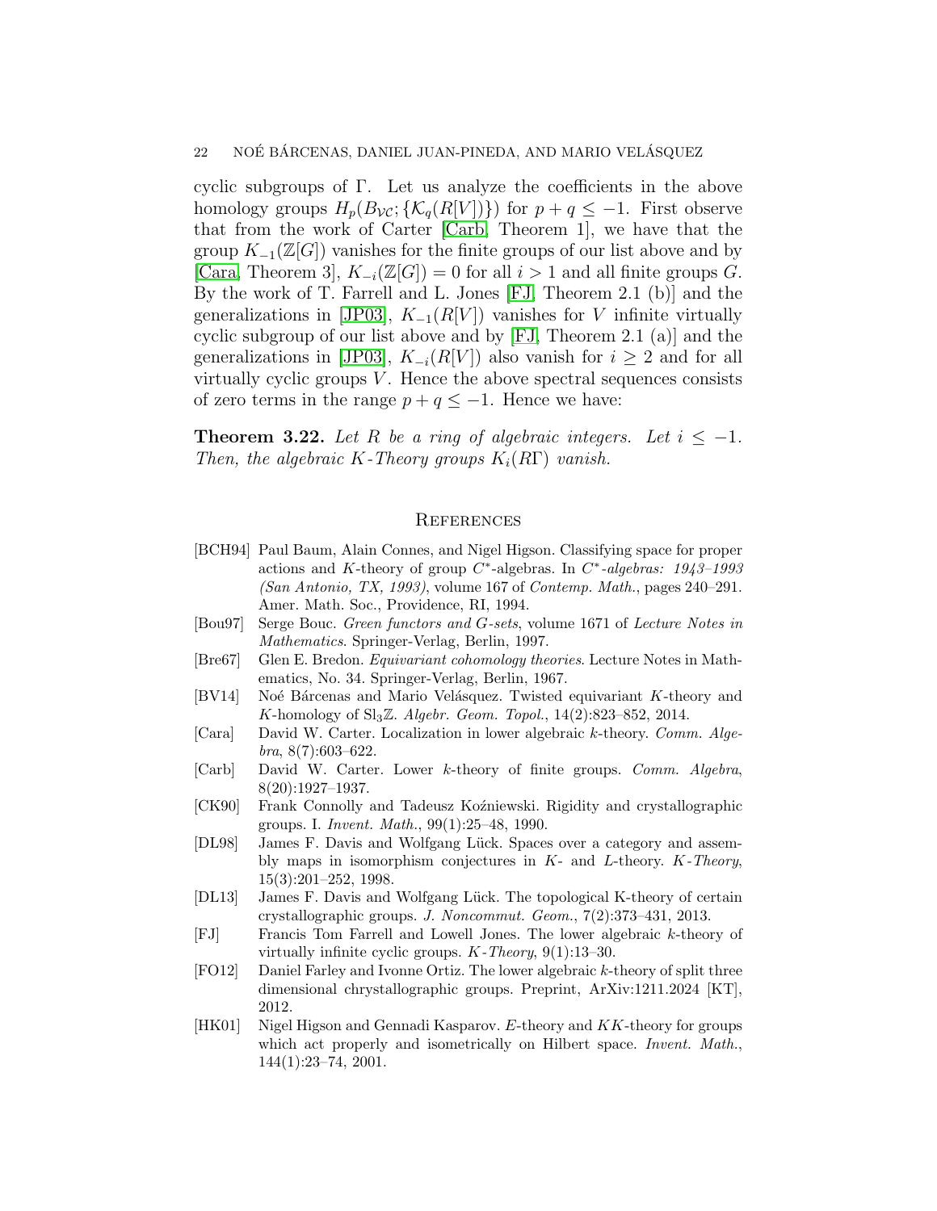cyclic subgroups of $\Gamma$. Let us analyze the coefficients in the above homology groups $H_p(B_{\mathcal{VC}}; \{\mathcal{K}_q(R[V])\})$ for $p+q \leq -1$. First observe that from the work of Carter [Carb, Theorem 1], we have that the group $K_{-1}(\mathbb{Z}[G])$ vanishes for the finite groups of our list above and by [Cara, Theorem 3], $K_{-i}(\mathbb{Z}[G]) = 0$ for all $i > 1$ and all finite groups $G$. By the work of T. Farrell and L. Jones [FJ, Theorem 2.1 (b)] and the generalizations in [JP03], $K_{-1}(R[V])$ vanishes for $V$ infinite virtually cyclic subgroup of our list above and by [FJ, Theorem 2.1 (a)] and the generalizations in [JP03], $K_{-i}(R[V])$ also vanish for $i \geq 2$ and for all virtually cyclic groups $V$. Hence the above spectral sequences consists of zero terms in the range $p+q \leq -1$. Hence we have:

**Theorem 3.22.** *Let $R$ be a ring of algebraic integers. Let $i \leq -1$. Then, the algebraic K-Theory groups $K_i(R\Gamma)$ vanish.*

## References

- [BCH94] Paul Baum, Alain Connes, and Nigel Higson. Classifying space for proper actions and $K$-theory of group $C^*$-algebras. In *$C^*$-algebras: 1943–1993 (San Antonio, TX, 1993)*, volume 167 of *Contemp. Math.*, pages 240–291. Amer. Math. Soc., Providence, RI, 1994.
- [Bou97] Serge Bouc. *Green functors and G-sets*, volume 1671 of *Lecture Notes in Mathematics*. Springer-Verlag, Berlin, 1997.
- [Bre67] Glen E. Bredon. *Equivariant cohomology theories*. Lecture Notes in Mathematics, No. 34. Springer-Verlag, Berlin, 1967.
- [BV14] Noé Bárcenas and Mario Velásquez. Twisted equivariant $K$-theory and $K$-homology of $\mathrm{Sl}_3\mathbb{Z}$. *Algebr. Geom. Topol.*, 14(2):823–852, 2014.
- [Cara] David W. Carter. Localization in lower algebraic $k$-theory. *Comm. Algebra*, 8(7):603–622.
- [Carb] David W. Carter. Lower $k$-theory of finite groups. *Comm. Algebra*, 8(20):1927–1937.
- [CK90] Frank Connolly and Tadeusz Koźniewski. Rigidity and crystallographic groups. I. *Invent. Math.*, 99(1):25–48, 1990.
- [DL98] James F. Davis and Wolfgang Lück. Spaces over a category and assembly maps in isomorphism conjectures in $K$- and $L$-theory. *$K$-Theory*, 15(3):201–252, 1998.
- [DL13] James F. Davis and Wolfgang Lück. The topological K-theory of certain crystallographic groups. *J. Noncommut. Geom.*, 7(2):373–431, 2013.
- [FJ] Francis Tom Farrell and Lowell Jones. The lower algebraic $k$-theory of virtually infinite cyclic groups. *$K$-Theory*, 9(1):13–30.
- [FO12] Daniel Farley and Ivonne Ortiz. The lower algebraic $k$-theory of split three dimensional chrystallographic groups. Preprint, ArXiv:1211.2024 [KT], 2012.
- [HK01] Nigel Higson and Gennadi Kasparov. $E$-theory and $KK$-theory for groups which act properly and isometrically on Hilbert space. *Invent. Math.*, 144(1):23–74, 2001.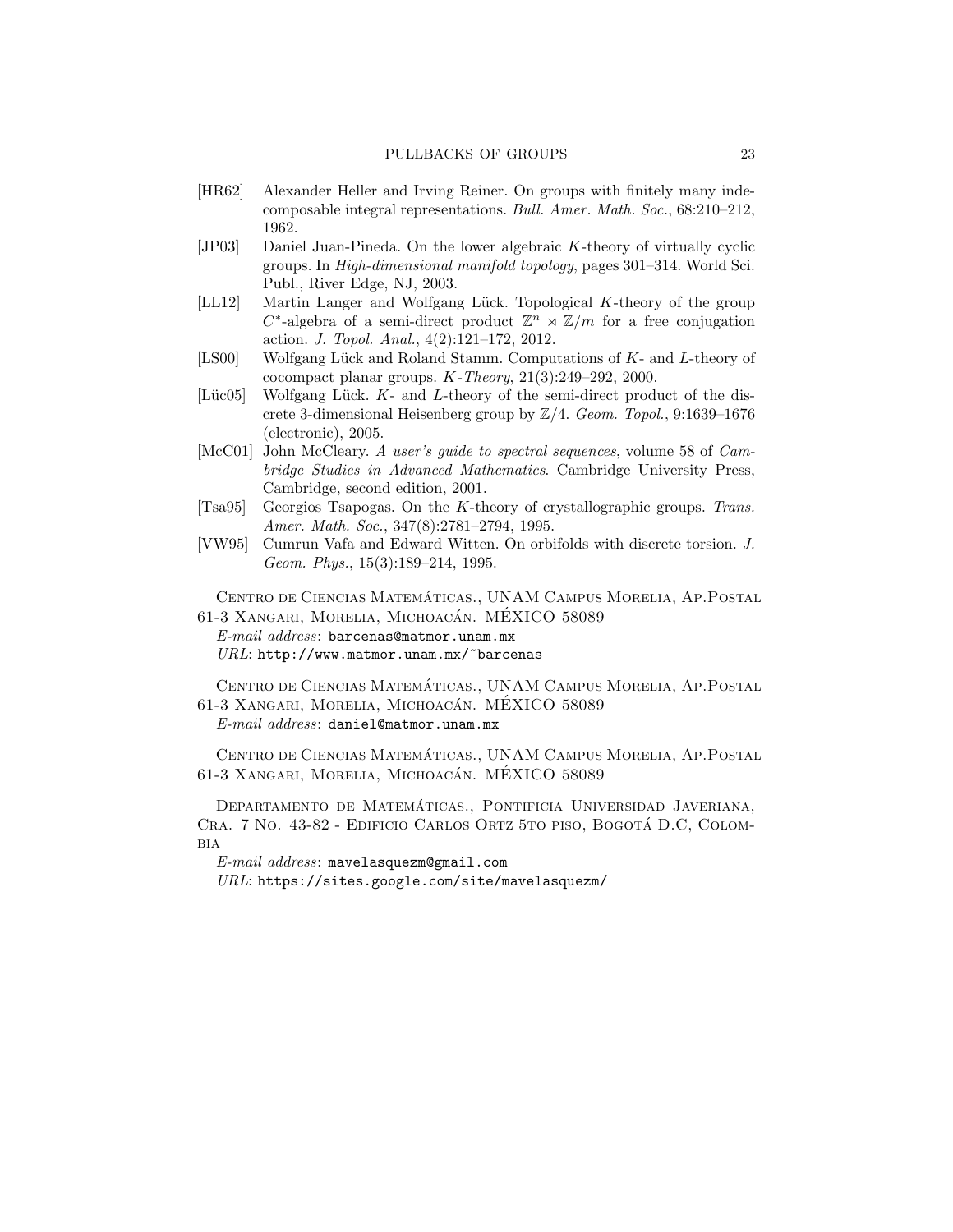- [HR62] Alexander Heller and Irving Reiner. On groups with finitely many indecomposable integral representations. *Bull. Amer. Math. Soc.*, 68:210–212, 1962.
- [JP03] Daniel Juan-Pineda. On the lower algebraic $K$-theory of virtually cyclic groups. In *High-dimensional manifold topology*, pages 301–314. World Sci. Publ., River Edge, NJ, 2003.
- [LL12] Martin Langer and Wolfgang Lück. Topological $K$-theory of the group $C^*$-algebra of a semi-direct product $\mathbb{Z}^n \rtimes \mathbb{Z}/m$ for a free conjugation action. *J. Topol. Anal.*, 4(2):121–172, 2012.
- [LS00] Wolfgang Lück and Roland Stamm. Computations of $K$- and $L$-theory of cocompact planar groups. *$K$-Theory*, 21(3):249–292, 2000.
- [Lüc05] Wolfgang Lück. $K$- and $L$-theory of the semi-direct product of the discrete 3-dimensional Heisenberg group by $\mathbb{Z}/4$. *Geom. Topol.*, 9:1639–1676 (electronic), 2005.
- [McC01] John McCleary. *A user's guide to spectral sequences*, volume 58 of *Cambridge Studies in Advanced Mathematics*. Cambridge University Press, Cambridge, second edition, 2001.
- [Tsa95] Georgios Tsapogas. On the $K$-theory of crystallographic groups. *Trans. Amer. Math. Soc.*, 347(8):2781–2794, 1995.
- [VW95] Cumrun Vafa and Edward Witten. On orbifolds with discrete torsion. *J. Geom. Phys.*, 15(3):189–214, 1995.

Centro de Ciencias Matemáticas., UNAM Campus Morelia, Ap.Postal 61-3 Xangari, Morelia, Michoacán. MÉXICO 58089

*E-mail address*: barcenas@matmor.unam.mx
*URL*: http://www.matmor.unam.mx/~barcenas

Centro de Ciencias Matemáticas., UNAM Campus Morelia, Ap.Postal 61-3 Xangari, Morelia, Michoacán. MÉXICO 58089

*E-mail address*: daniel@matmor.unam.mx

Centro de Ciencias Matemáticas., UNAM Campus Morelia, Ap.Postal 61-3 Xangari, Morelia, Michoacán. MÉXICO 58089

Departamento de Matemáticas., Pontificia Universidad Javeriana, Cra. 7 No. 43-82 - Edificio Carlos Ortz 5to piso, Bogotá D.C, Colombia

*E-mail address*: mavelasquezm@gmail.com
*URL*: https://sites.google.com/site/mavelasquezm/